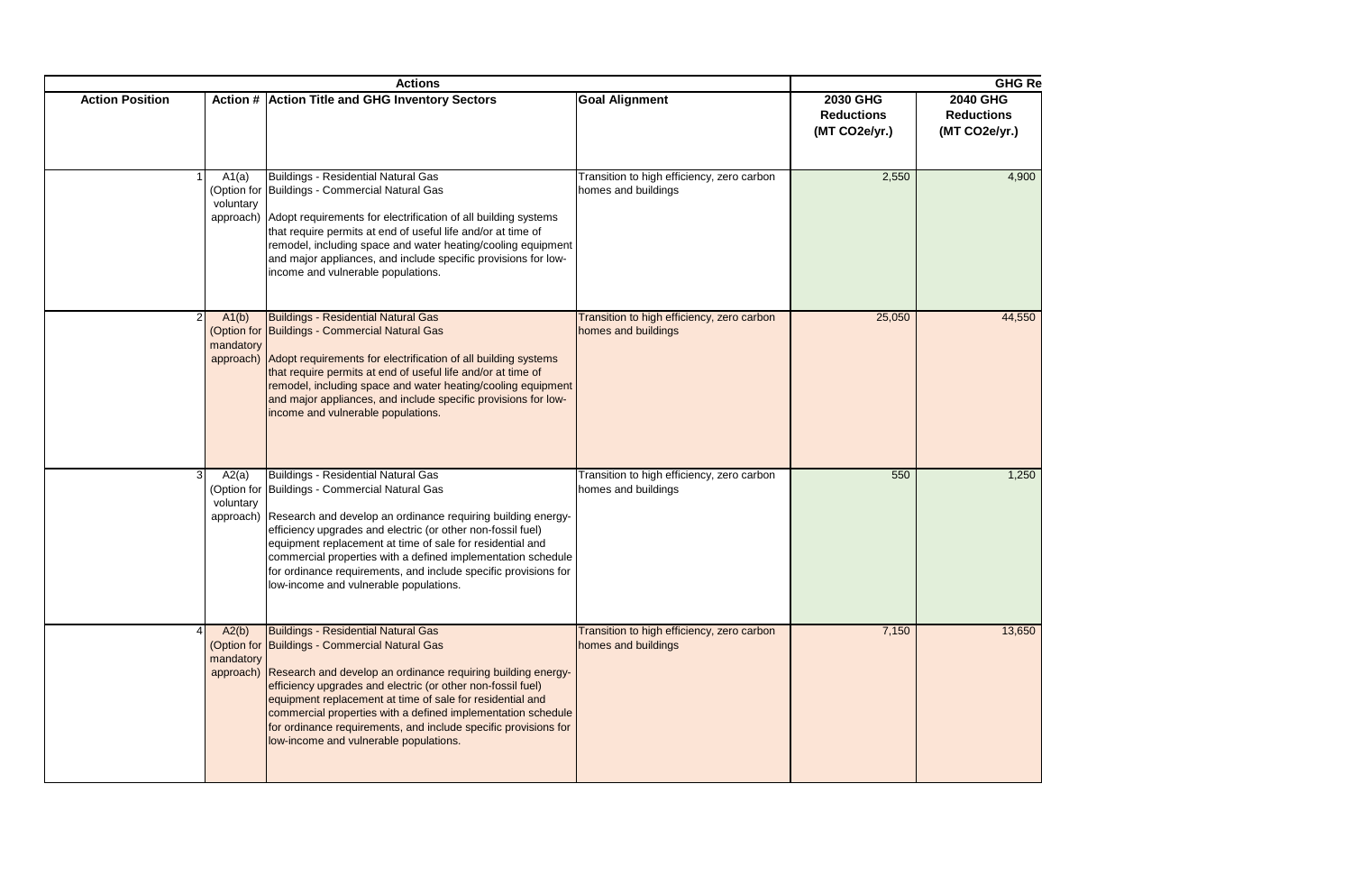| Actions | | | | GHG Re | |
|---|---|---|---|---|---|
| **Action Position** | **Action #** | **Action Title and GHG Inventory Sectors** | **Goal Alignment** | **2030 GHG Reductions (MT CO2e/yr.)** | **2040 GHG Reductions (MT CO2e/yr.)** |
| 1 | A1(a) (Option for voluntary approach) | Buildings - Residential Natural Gas<br>Buildings - Commercial Natural Gas<br><br>Adopt requirements for electrification of all building systems that require permits at end of useful life and/or at time of remodel, including space and water heating/cooling equipment and major appliances, and include specific provisions for low-income and vulnerable populations. | Transition to high efficiency, zero carbon homes and buildings | 2,550 | 4,900 |
| 2 | A1(b) (Option for mandatory approach) | Buildings - Residential Natural Gas<br>Buildings - Commercial Natural Gas<br><br>Adopt requirements for electrification of all building systems that require permits at end of useful life and/or at time of remodel, including space and water heating/cooling equipment and major appliances, and include specific provisions for low-income and vulnerable populations. | Transition to high efficiency, zero carbon homes and buildings | 25,050 | 44,550 |
| 3 | A2(a) (Option for voluntary approach) | Buildings - Residential Natural Gas<br>Buildings - Commercial Natural Gas<br><br>Research and develop an ordinance requiring building energy-efficiency upgrades and electric (or other non-fossil fuel) equipment replacement at time of sale for residential and commercial properties with a defined implementation schedule for ordinance requirements, and include specific provisions for low-income and vulnerable populations. | Transition to high efficiency, zero carbon homes and buildings | 550 | 1,250 |
| 4 | A2(b) (Option for mandatory approach) | Buildings - Residential Natural Gas<br>Buildings - Commercial Natural Gas<br><br>Research and develop an ordinance requiring building energy-efficiency upgrades and electric (or other non-fossil fuel) equipment replacement at time of sale for residential and commercial properties with a defined implementation schedule for ordinance requirements, and include specific provisions for low-income and vulnerable populations. | Transition to high efficiency, zero carbon homes and buildings | 7,150 | 13,650 |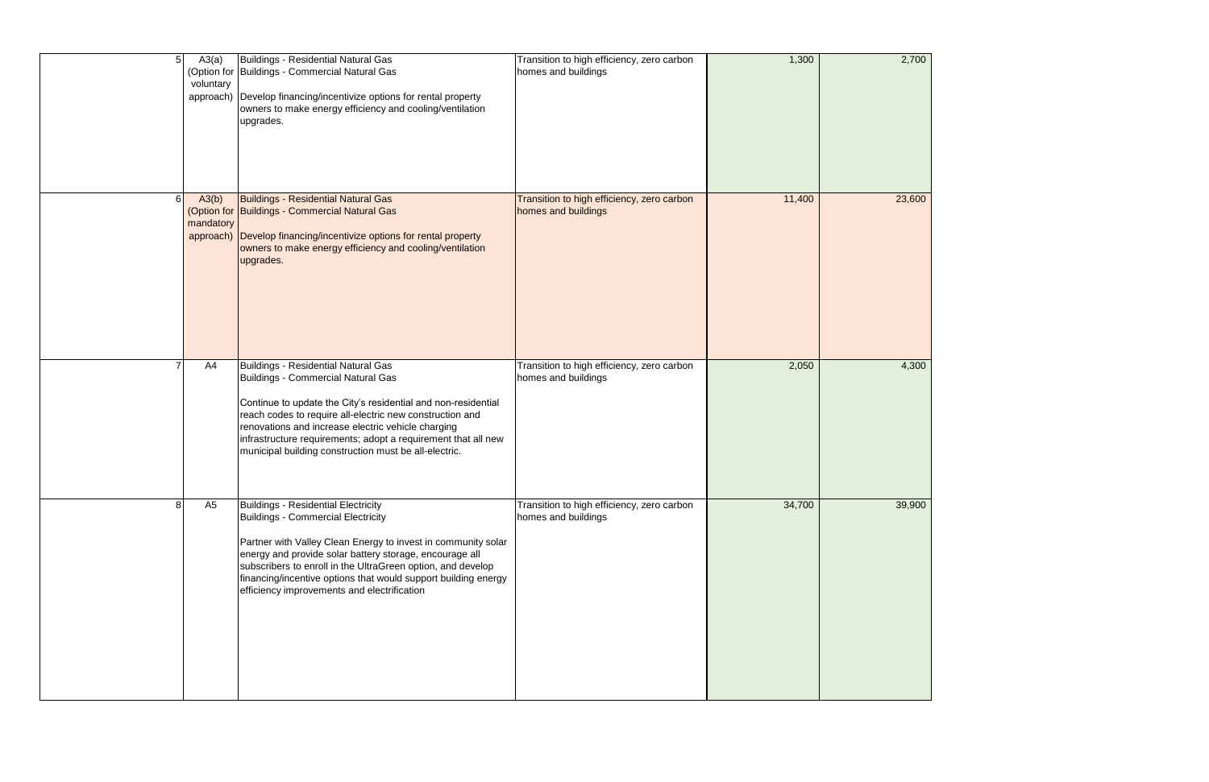| | | | | | |
|---|---|---|---|---|---|
| 5 | A3(a) (Option for voluntary approach) | Buildings - Residential Natural Gas<br>Buildings - Commercial Natural Gas<br><br>Develop financing/incentivize options for rental property owners to make energy efficiency and cooling/ventilation upgrades. | Transition to high efficiency, zero carbon homes and buildings | 1,300 | 2,700 |
| 6 | A3(b) (Option for mandatory approach) | Buildings - Residential Natural Gas<br>Buildings - Commercial Natural Gas<br><br>Develop financing/incentivize options for rental property owners to make energy efficiency and cooling/ventilation upgrades. | Transition to high efficiency, zero carbon homes and buildings | 11,400 | 23,600 |
| 7 | A4 | Buildings - Residential Natural Gas<br>Buildings - Commercial Natural Gas<br><br>Continue to update the City's residential and non-residential reach codes to require all-electric new construction and renovations and increase electric vehicle charging infrastructure requirements; adopt a requirement that all new municipal building construction must be all-electric. | Transition to high efficiency, zero carbon homes and buildings | 2,050 | 4,300 |
| 8 | A5 | Buildings - Residential Electricity<br>Buildings - Commercial Electricity<br><br>Partner with Valley Clean Energy to invest in community solar energy and provide solar battery storage, encourage all subscribers to enroll in the UltraGreen option, and develop financing/incentive options that would support building energy efficiency improvements and electrification | Transition to high efficiency, zero carbon homes and buildings | 34,700 | 39,900 |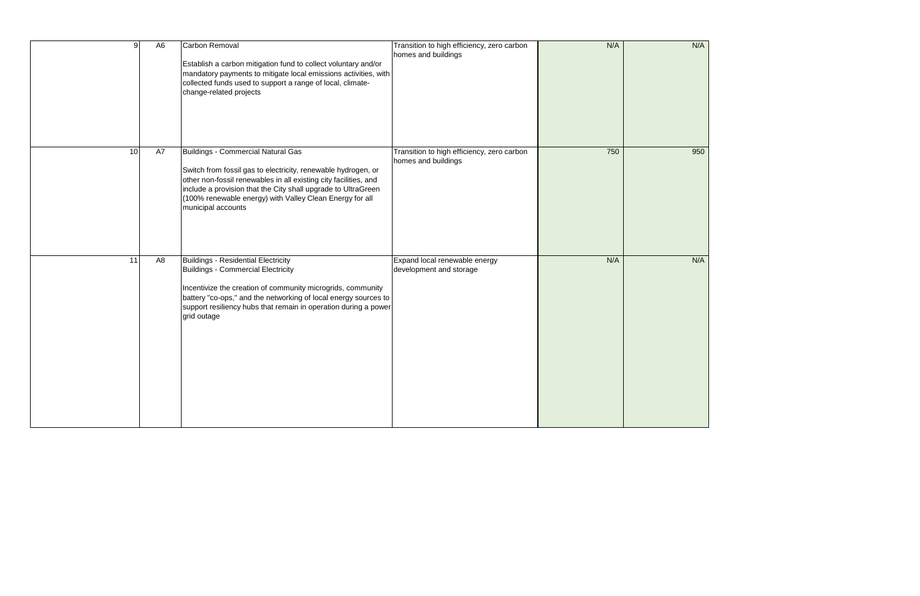| | | | | | |
|---|---|---|---|---|---|
| 9 | A6 | Carbon Removal<br><br>Establish a carbon mitigation fund to collect voluntary and/or mandatory payments to mitigate local emissions activities, with collected funds used to support a range of local, climate-change-related projects | Transition to high efficiency, zero carbon homes and buildings | N/A | N/A |
| 10 | A7 | Buildings - Commercial Natural Gas<br><br>Switch from fossil gas to electricity, renewable hydrogen, or other non-fossil renewables in all existing city facilities, and include a provision that the City shall upgrade to UltraGreen (100% renewable energy) with Valley Clean Energy for all municipal accounts | Transition to high efficiency, zero carbon homes and buildings | 750 | 950 |
| 11 | A8 | Buildings - Residential Electricity<br>Buildings - Commercial Electricity<br><br>Incentivize the creation of community microgrids, community battery "co-ops," and the networking of local energy sources to support resiliency hubs that remain in operation during a power grid outage | Expand local renewable energy development and storage | N/A | N/A |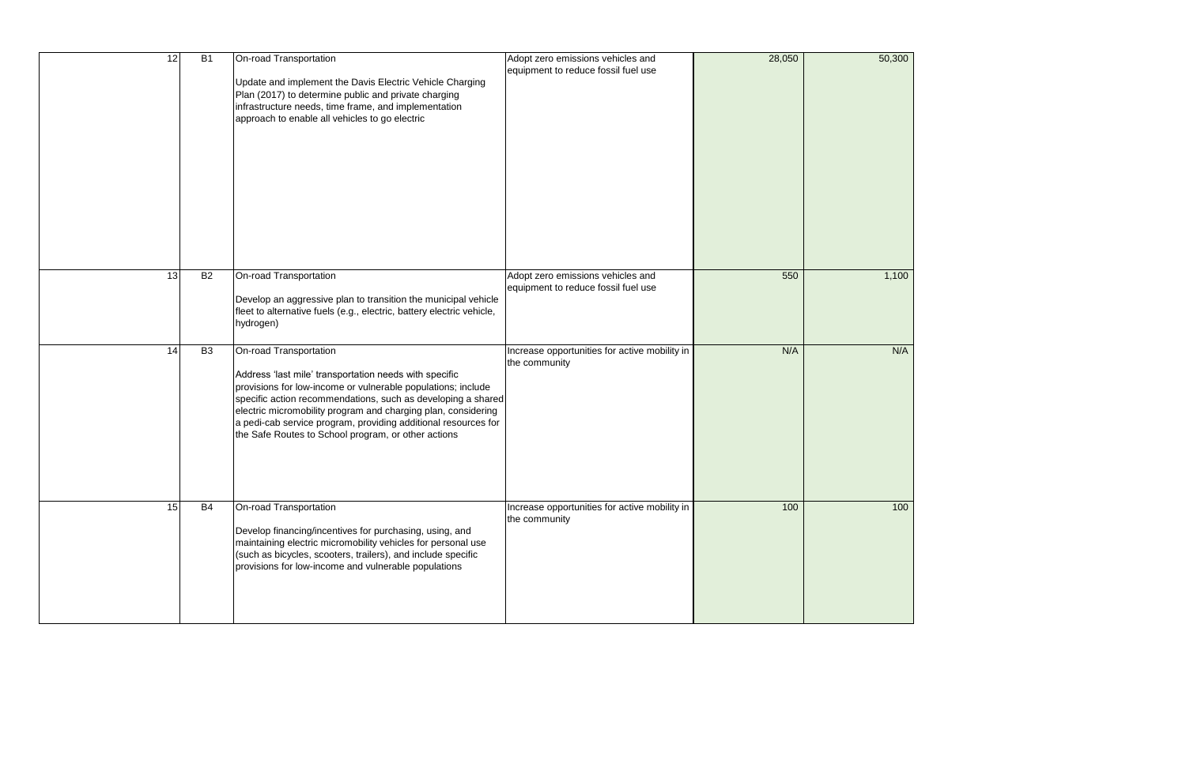| | | | | | |
|---|---|---|---|---|---|
| 12 | B1 | On-road Transportation<br><br>Update and implement the Davis Electric Vehicle Charging Plan (2017) to determine public and private charging infrastructure needs, time frame, and implementation approach to enable all vehicles to go electric | Adopt zero emissions vehicles and equipment to reduce fossil fuel use | 28,050 | 50,300 |
| 13 | B2 | On-road Transportation<br><br>Develop an aggressive plan to transition the municipal vehicle fleet to alternative fuels (e.g., electric, battery electric vehicle, hydrogen) | Adopt zero emissions vehicles and equipment to reduce fossil fuel use | 550 | 1,100 |
| 14 | B3 | On-road Transportation<br><br>Address 'last mile' transportation needs with specific provisions for low-income or vulnerable populations; include specific action recommendations, such as developing a shared electric micromobility program and charging plan, considering a pedi-cab service program, providing additional resources for the Safe Routes to School program, or other actions | Increase opportunities for active mobility in the community | N/A | N/A |
| 15 | B4 | On-road Transportation<br><br>Develop financing/incentives for purchasing, using, and maintaining electric micromobility vehicles for personal use (such as bicycles, scooters, trailers), and include specific provisions for low-income and vulnerable populations | Increase opportunities for active mobility in the community | 100 | 100 |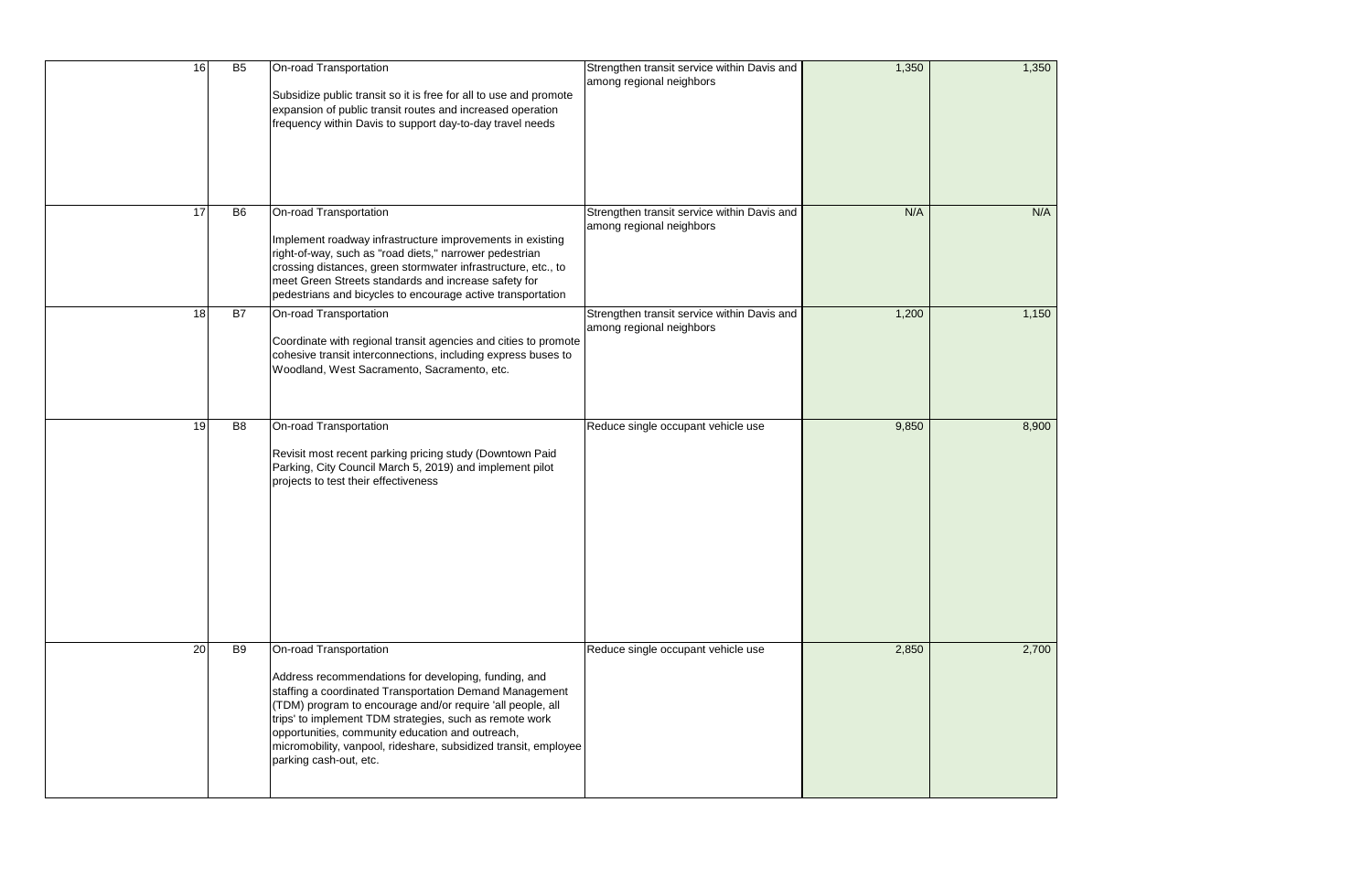| | | | | | |
|---|---|---|---|---|---|
| 16 | B5 | On-road Transportation<br><br>Subsidize public transit so it is free for all to use and promote expansion of public transit routes and increased operation frequency within Davis to support day-to-day travel needs | Strengthen transit service within Davis and among regional neighbors | 1,350 | 1,350 |
| 17 | B6 | On-road Transportation<br><br>Implement roadway infrastructure improvements in existing right-of-way, such as "road diets," narrower pedestrian crossing distances, green stormwater infrastructure, etc., to meet Green Streets standards and increase safety for pedestrians and bicycles to encourage active transportation | Strengthen transit service within Davis and among regional neighbors | N/A | N/A |
| 18 | B7 | On-road Transportation<br><br>Coordinate with regional transit agencies and cities to promote cohesive transit interconnections, including express buses to Woodland, West Sacramento, Sacramento, etc. | Strengthen transit service within Davis and among regional neighbors | 1,200 | 1,150 |
| 19 | B8 | On-road Transportation<br><br>Revisit most recent parking pricing study (Downtown Paid Parking, City Council March 5, 2019) and implement pilot projects to test their effectiveness | Reduce single occupant vehicle use | 9,850 | 8,900 |
| 20 | B9 | On-road Transportation<br><br>Address recommendations for developing, funding, and staffing a coordinated Transportation Demand Management (TDM) program to encourage and/or require 'all people, all trips' to implement TDM strategies, such as remote work opportunities, community education and outreach, micromobility, vanpool, rideshare, subsidized transit, employee parking cash-out, etc. | Reduce single occupant vehicle use | 2,850 | 2,700 |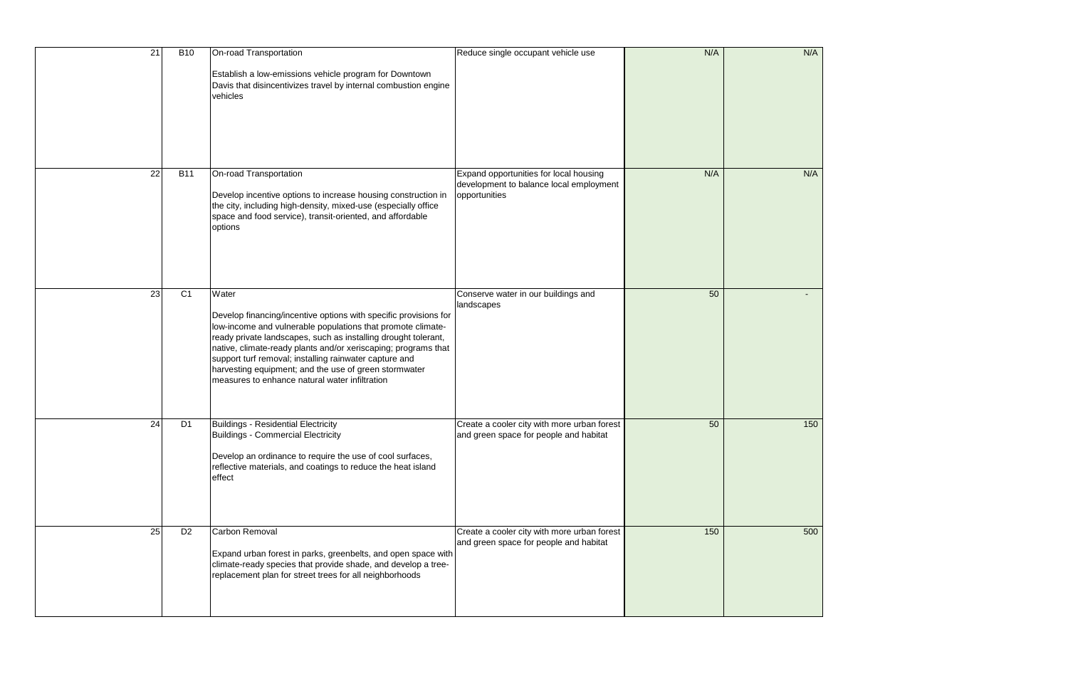| | | | | | |
|---|---|---|---|---|---|
| 21 | B10 | On-road Transportation<br><br>Establish a low-emissions vehicle program for Downtown Davis that disincentivizes travel by internal combustion engine vehicles | Reduce single occupant vehicle use | N/A | N/A |
| 22 | B11 | On-road Transportation<br><br>Develop incentive options to increase housing construction in the city, including high-density, mixed-use (especially office space and food service), transit-oriented, and affordable options | Expand opportunities for local housing development to balance local employment opportunities | N/A | N/A |
| 23 | C1 | Water<br><br>Develop financing/incentive options with specific provisions for low-income and vulnerable populations that promote climate-ready private landscapes, such as installing drought tolerant, native, climate-ready plants and/or xeriscaping; programs that support turf removal; installing rainwater capture and harvesting equipment; and the use of green stormwater measures to enhance natural water infiltration | Conserve water in our buildings and landscapes | 50 | - |
| 24 | D1 | Buildings - Residential Electricity<br>Buildings - Commercial Electricity<br><br>Develop an ordinance to require the use of cool surfaces, reflective materials, and coatings to reduce the heat island effect | Create a cooler city with more urban forest and green space for people and habitat | 50 | 150 |
| 25 | D2 | Carbon Removal<br><br>Expand urban forest in parks, greenbelts, and open space with climate-ready species that provide shade, and develop a tree-replacement plan for street trees for all neighborhoods | Create a cooler city with more urban forest and green space for people and habitat | 150 | 500 |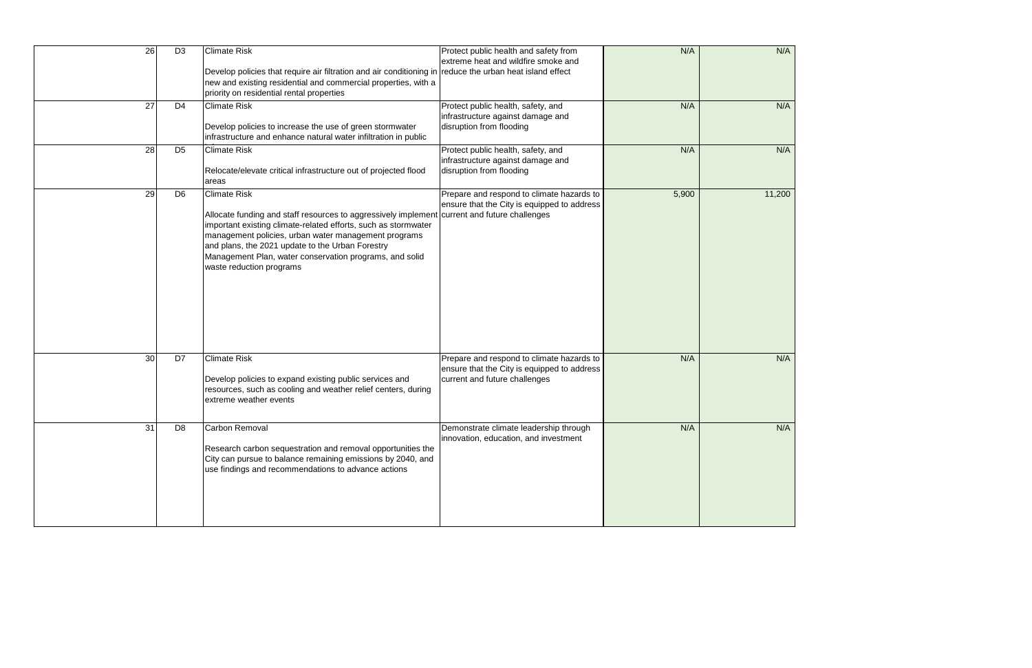| | | | | | |
|---|---|---|---|---|---|
| 26 | D3 | Climate Risk<br><br>Develop policies that require air filtration and air conditioning in new and existing residential and commercial properties, with a priority on residential rental properties | Protect public health and safety from extreme heat and wildfire smoke and reduce the urban heat island effect | N/A | N/A |
| 27 | D4 | Climate Risk<br><br>Develop policies to increase the use of green stormwater infrastructure and enhance natural water infiltration in public | Protect public health, safety, and infrastructure against damage and disruption from flooding | N/A | N/A |
| 28 | D5 | Climate Risk<br><br>Relocate/elevate critical infrastructure out of projected flood areas | Protect public health, safety, and infrastructure against damage and disruption from flooding | N/A | N/A |
| 29 | D6 | Climate Risk<br><br>Allocate funding and staff resources to aggressively implement important existing climate-related efforts, such as stormwater management policies, urban water management programs and plans, the 2021 update to the Urban Forestry Management Plan, water conservation programs, and solid waste reduction programs | Prepare and respond to climate hazards to ensure that the City is equipped to address current and future challenges | 5,900 | 11,200 |
| 30 | D7 | Climate Risk<br><br>Develop policies to expand existing public services and resources, such as cooling and weather relief centers, during extreme weather events | Prepare and respond to climate hazards to ensure that the City is equipped to address current and future challenges | N/A | N/A |
| 31 | D8 | Carbon Removal<br><br>Research carbon sequestration and removal opportunities the City can pursue to balance remaining emissions by 2040, and use findings and recommendations to advance actions | Demonstrate climate leadership through innovation, education, and investment | N/A | N/A |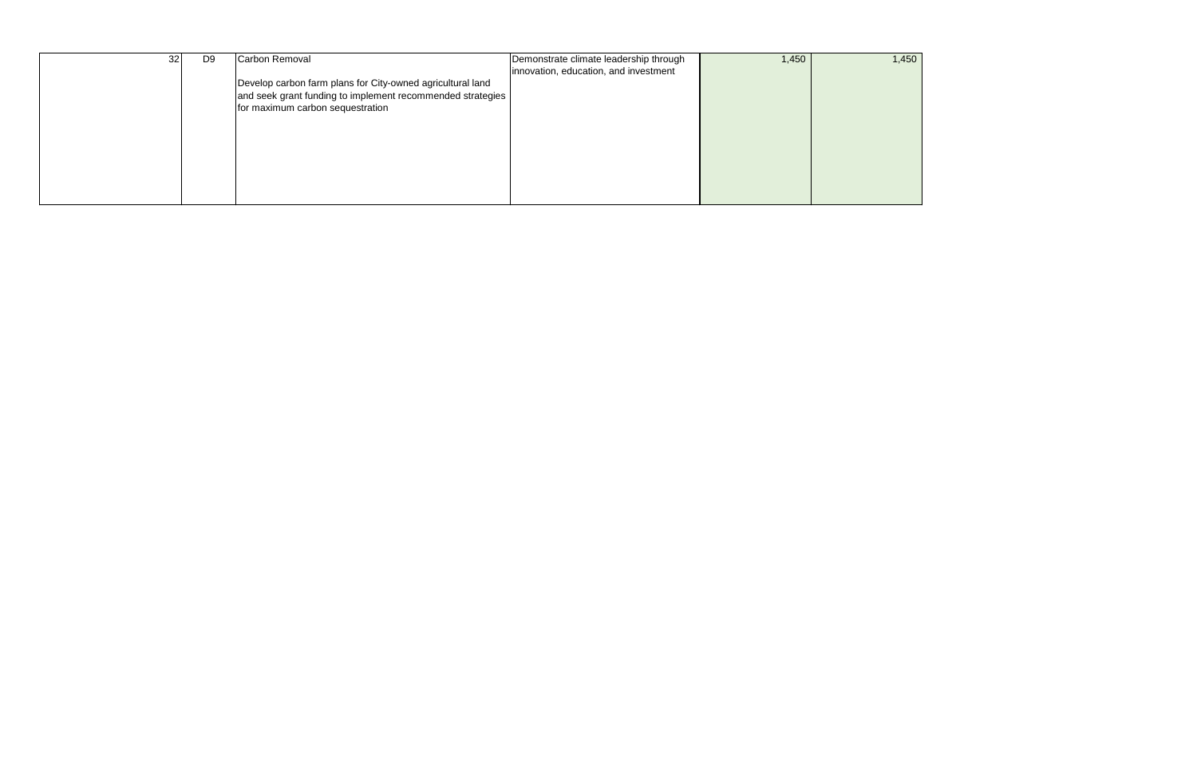| | | | | | |
|---|---|---|---|---|---|
| 32 | D9 | Carbon Removal<br><br>Develop carbon farm plans for City-owned agricultural land and seek grant funding to implement recommended strategies for maximum carbon sequestration | Demonstrate climate leadership through innovation, education, and investment | 1,450 | 1,450 |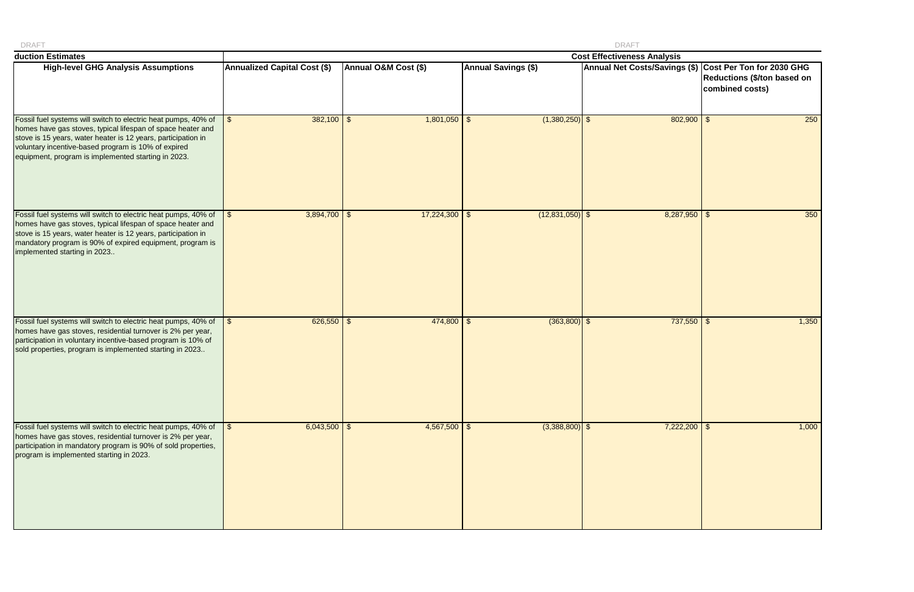| duction Estimates | Cost Effectiveness Analysis | | | | |
|---|---|---|---|---|---|
| High-level GHG Analysis Assumptions | Annualized Capital Cost ($) | Annual O&M Cost ($) | Annual Savings ($) | Annual Net Costs/Savings ($) | Cost Per Ton for 2030 GHG Reductions ($/ton based on combined costs) |
| Fossil fuel systems will switch to electric heat pumps, 40% of homes have gas stoves, typical lifespan of space heater and stove is 15 years, water heater is 12 years, participation in voluntary incentive-based program is 10% of expired equipment, program is implemented starting in 2023. | $ 382,100 | $ 1,801,050 | $ (1,380,250) | $ 802,900 | $ 250 |
| Fossil fuel systems will switch to electric heat pumps, 40% of homes have gas stoves, typical lifespan of space heater and stove is 15 years, water heater is 12 years, participation in mandatory program is 90% of expired equipment, program is implemented starting in 2023.. | $ 3,894,700 | $ 17,224,300 | $ (12,831,050) | $ 8,287,950 | $ 350 |
| Fossil fuel systems will switch to electric heat pumps, 40% of homes have gas stoves, residential turnover is 2% per year, participation in voluntary incentive-based program is 10% of sold properties, program is implemented starting in 2023.. | $ 626,550 | $ 474,800 | $ (363,800) | $ 737,550 | $ 1,350 |
| Fossil fuel systems will switch to electric heat pumps, 40% of homes have gas stoves, residential turnover is 2% per year, participation in mandatory program is 90% of sold properties, program is implemented starting in 2023. | $ 6,043,500 | $ 4,567,500 | $ (3,388,800) | $ 7,222,200 | $ 1,000 |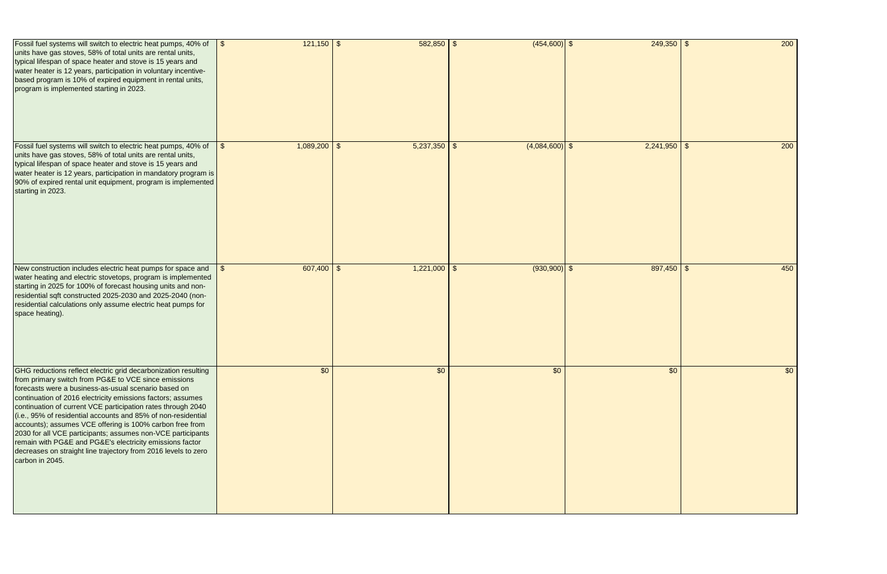| | | | | | |
|---|---|---|---|---|---|
| Fossil fuel systems will switch to electric heat pumps, 40% of units have gas stoves, 58% of total units are rental units, typical lifespan of space heater and stove is 15 years and water heater is 12 years, participation in voluntary incentive-based program is 10% of expired equipment in rental units, program is implemented starting in 2023. | $ 121,150 | $ 582,850 | $ (454,600) | $ 249,350 | $ 200 |
| Fossil fuel systems will switch to electric heat pumps, 40% of units have gas stoves, 58% of total units are rental units, typical lifespan of space heater and stove is 15 years and water heater is 12 years, participation in mandatory program is 90% of expired rental unit equipment, program is implemented starting in 2023. | $ 1,089,200 | $ 5,237,350 | $ (4,084,600) | $ 2,241,950 | $ 200 |
| New construction includes electric heat pumps for space and water heating and electric stovetops, program is implemented starting in 2025 for 100% of forecast housing units and non-residential sqft constructed 2025-2030 and 2025-2040 (non-residential calculations only assume electric heat pumps for space heating). | $ 607,400 | $ 1,221,000 | $ (930,900) | $ 897,450 | $ 450 |
| GHG reductions reflect electric grid decarbonization resulting from primary switch from PG&E to VCE since emissions forecasts were a business-as-usual scenario based on continuation of 2016 electricity emissions factors; assumes continuation of current VCE participation rates through 2040 (i.e., 95% of residential accounts and 85% of non-residential accounts); assumes VCE offering is 100% carbon free from 2030 for all VCE participants; assumes non-VCE participants remain with PG&E and PG&E's electricity emissions factor decreases on straight line trajectory from 2016 levels to zero carbon in 2045. | $0 | $0 | $0 | $0 | $0 |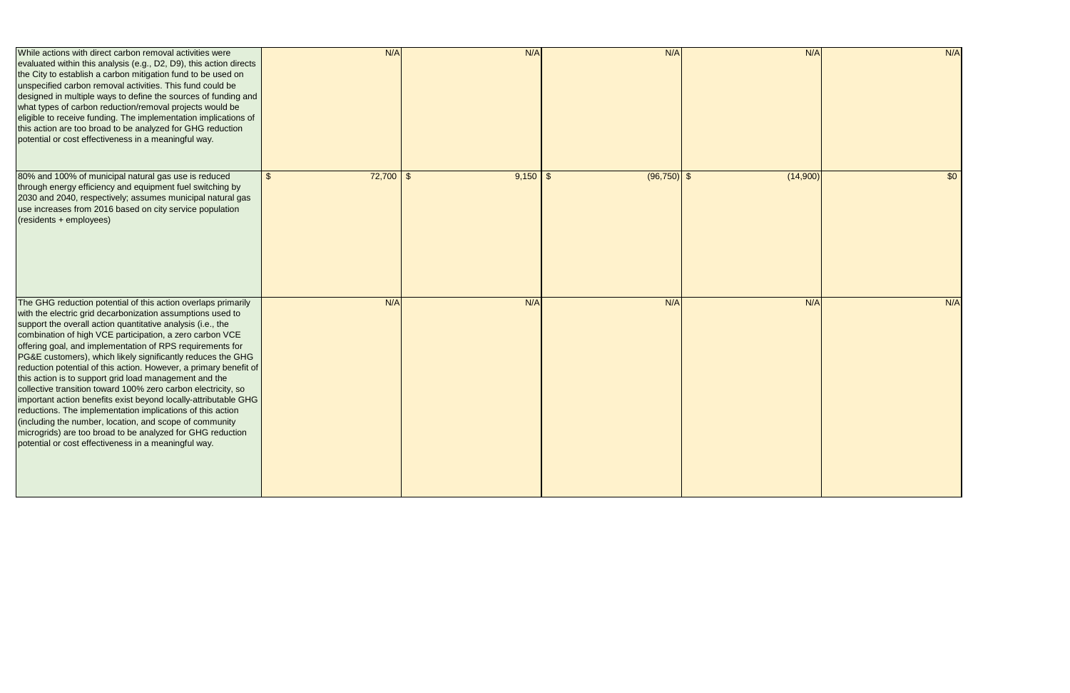| | | | | | |
|---|---|---|---|---|---|
| While actions with direct carbon removal activities were evaluated within this analysis (e.g., D2, D9), this action directs the City to establish a carbon mitigation fund to be used on unspecified carbon removal activities. This fund could be designed in multiple ways to define the sources of funding and what types of carbon reduction/removal projects would be eligible to receive funding. The implementation implications of this action are too broad to be analyzed for GHG reduction potential or cost effectiveness in a meaningful way. | N/A | N/A | N/A | N/A | N/A |
| 80% and 100% of municipal natural gas use is reduced through energy efficiency and equipment fuel switching by 2030 and 2040, respectively; assumes municipal natural gas use increases from 2016 based on city service population (residents + employees) | $ 72,700 | $ 9,150 | $ (96,750) | $ (14,900) | $0 |
| The GHG reduction potential of this action overlaps primarily with the electric grid decarbonization assumptions used to support the overall action quantitative analysis (i.e., the combination of high VCE participation, a zero carbon VCE offering goal, and implementation of RPS requirements for PG&E customers), which likely significantly reduces the GHG reduction potential of this action. However, a primary benefit of this action is to support grid load management and the collective transition toward 100% zero carbon electricity, so important action benefits exist beyond locally-attributable GHG reductions. The implementation implications of this action (including the number, location, and scope of community microgrids) are too broad to be analyzed for GHG reduction potential or cost effectiveness in a meaningful way. | N/A | N/A | N/A | N/A | N/A |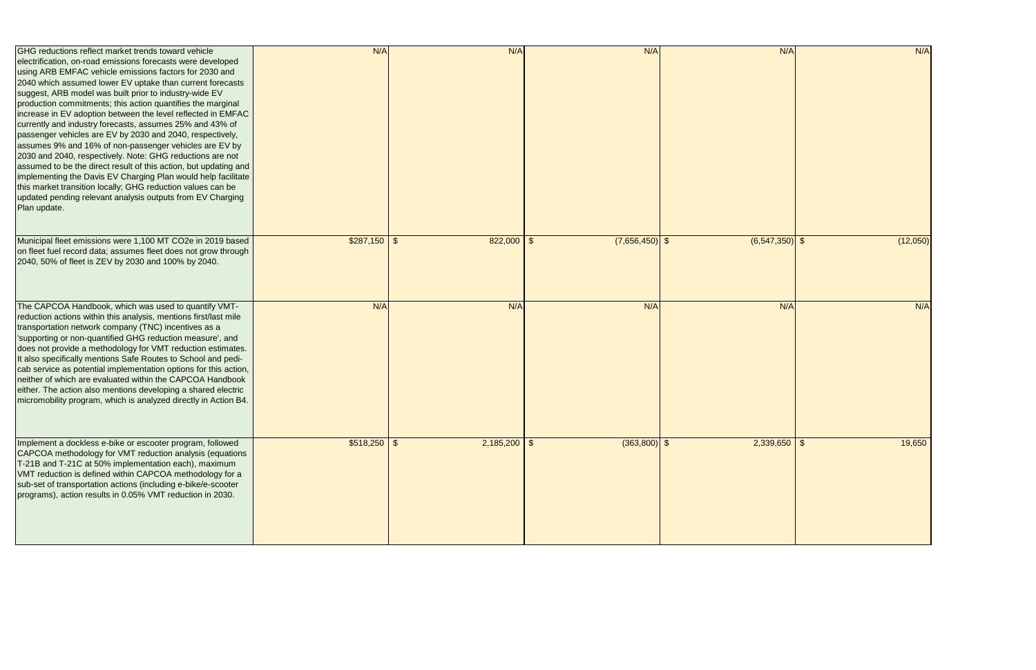| | | | | | |
|---|---|---|---|---|---|
| GHG reductions reflect market trends toward vehicle electrification, on-road emissions forecasts were developed using ARB EMFAC vehicle emissions factors for 2030 and 2040 which assumed lower EV uptake than current forecasts suggest, ARB model was built prior to industry-wide EV production commitments; this action quantifies the marginal increase in EV adoption between the level reflected in EMFAC currently and industry forecasts, assumes 25% and 43% of passenger vehicles are EV by 2030 and 2040, respectively, assumes 9% and 16% of non-passenger vehicles are EV by 2030 and 2040, respectively. Note: GHG reductions are not assumed to be the direct result of this action, but updating and implementing the Davis EV Charging Plan would help facilitate this market transition locally; GHG reduction values can be updated pending relevant analysis outputs from EV Charging Plan update. | N/A | N/A | N/A | N/A | N/A |
| Municipal fleet emissions were 1,100 MT CO2e in 2019 based on fleet fuel record data; assumes fleet does not grow through 2040, 50% of fleet is ZEV by 2030 and 100% by 2040. | $287,150 | $ 822,000 | $ (7,656,450) | $ (6,547,350) | $ (12,050) |
| The CAPCOA Handbook, which was used to quantify VMT-reduction actions within this analysis, mentions first/last mile transportation network company (TNC) incentives as a 'supporting or non-quantified GHG reduction measure', and does not provide a methodology for VMT reduction estimates. It also specifically mentions Safe Routes to School and pedi-cab service as potential implementation options for this action, neither of which are evaluated within the CAPCOA Handbook either. The action also mentions developing a shared electric micromobility program, which is analyzed directly in Action B4. | N/A | N/A | N/A | N/A | N/A |
| Implement a dockless e-bike or escooter program, followed CAPCOA methodology for VMT reduction analysis (equations T-21B and T-21C at 50% implementation each), maximum VMT reduction is defined within CAPCOA methodology for a sub-set of transportation actions (including e-bike/e-scooter programs), action results in 0.05% VMT reduction in 2030. | $518,250 | $ 2,185,200 | $ (363,800) | $ 2,339,650 | $ 19,650 |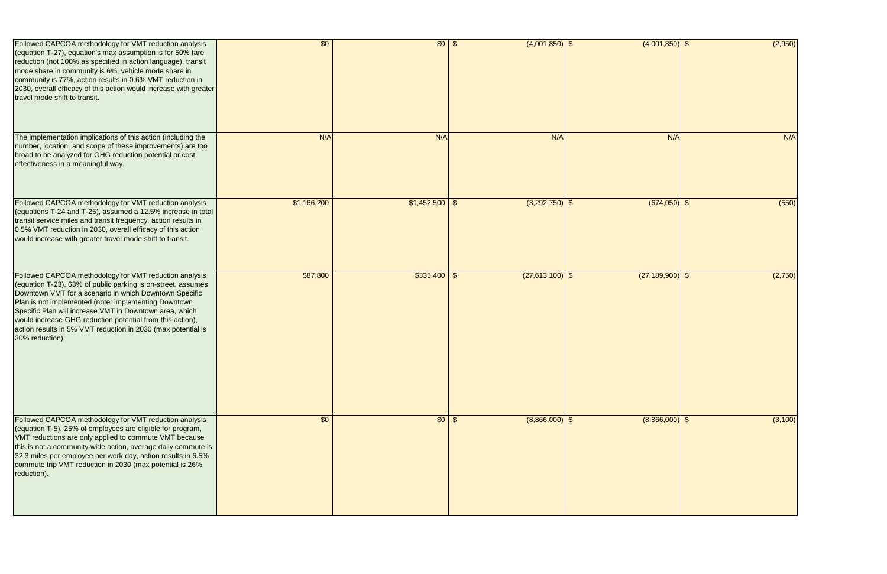| | | | | | |
|---|---|---|---|---|---|
| Followed CAPCOA methodology for VMT reduction analysis (equation T-27), equation's max assumption is for 50% fare reduction (not 100% as specified in action language), transit mode share in community is 6%, vehicle mode share in community is 77%, action results in 0.6% VMT reduction in 2030, overall efficacy of this action would increase with greater travel mode shift to transit. | $0 | $0 | $ (4,001,850) | $ (4,001,850) | $ (2,950) |
| The implementation implications of this action (including the number, location, and scope of these improvements) are too broad to be analyzed for GHG reduction potential or cost effectiveness in a meaningful way. | N/A | N/A | N/A | N/A | N/A |
| Followed CAPCOA methodology for VMT reduction analysis (equations T-24 and T-25), assumed a 12.5% increase in total transit service miles and transit frequency, action results in 0.5% VMT reduction in 2030, overall efficacy of this action would increase with greater travel mode shift to transit. | $1,166,200 | $1,452,500 | $ (3,292,750) | $ (674,050) | $ (550) |
| Followed CAPCOA methodology for VMT reduction analysis (equation T-23), 63% of public parking is on-street, assumes Downtown VMT for a scenario in which Downtown Specific Plan is not implemented (note: implementing Downtown Specific Plan will increase VMT in Downtown area, which would increase GHG reduction potential from this action), action results in 5% VMT reduction in 2030 (max potential is 30% reduction). | $87,800 | $335,400 | $ (27,613,100) | $ (27,189,900) | $ (2,750) |
| Followed CAPCOA methodology for VMT reduction analysis (equation T-5), 25% of employees are eligible for program, VMT reductions are only applied to commute VMT because this is not a community-wide action, average daily commute is 32.3 miles per employee per work day, action results in 6.5% commute trip VMT reduction in 2030 (max potential is 26% reduction). | $0 | $0 | $ (8,866,000) | $ (8,866,000) | $ (3,100) |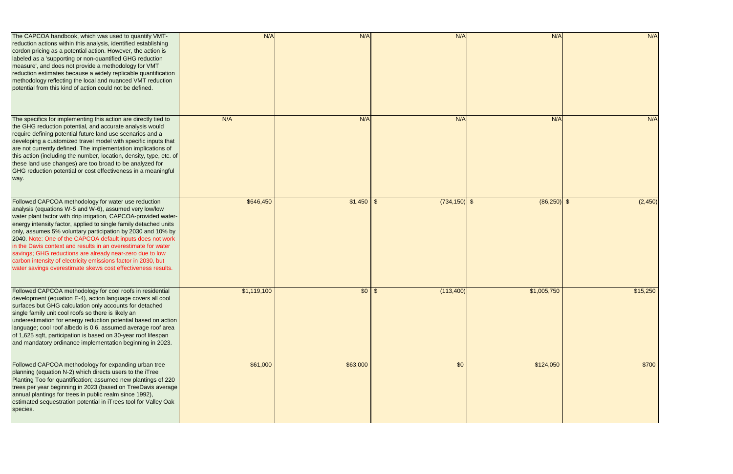| | | | | | |
|---|---|---|---|---|---|
| The CAPCOA handbook, which was used to quantify VMT-reduction actions within this analysis, identified establishing cordon pricing as a potential action. However, the action is labeled as a 'supporting or non-quantified GHG reduction measure', and does not provide a methodology for VMT reduction estimates because a widely replicable quantification methodology reflecting the local and nuanced VMT reduction potential from this kind of action could not be defined. | N/A | N/A | N/A | N/A | N/A |
| The specifics for implementing this action are directly tied to the GHG reduction potential, and accurate analysis would require defining potential future land use scenarios and a developing a customized travel model with specific inputs that are not currently defined. The implementation implications of this action (including the number, location, density, type, etc. of these land use changes) are too broad to be analyzed for GHG reduction potential or cost effectiveness in a meaningful way. | N/A | N/A | N/A | N/A | N/A |
| Followed CAPCOA methodology for water use reduction analysis (equations W-5 and W-6), assumed very low/low water plant factor with drip irrigation, CAPCOA-provided water-energy intensity factor, applied to single family detached units only, assumes 5% voluntary participation by 2030 and 10% by 2040. Note: One of the CAPCOA default inputs does not work in the Davis context and results in an overestimate for water savings; GHG reductions are already near-zero due to low carbon intensity of electricity emissions factor in 2030, but water savings overestimate skews cost effectiveness results. | $646,450 | $1,450 | $ (734,150) | $ (86,250) | $ (2,450) |
| Followed CAPCOA methodology for cool roofs in residential development (equation E-4), action language covers all cool surfaces but GHG calculation only accounts for detached single family unit cool roofs so there is likely an underestimation for energy reduction potential based on action language; cool roof albedo is 0.6, assumed average roof area of 1,625 sqft, participation is based on 30-year roof lifespan and mandatory ordinance implementation beginning in 2023. | $1,119,100 | $0 | $ (113,400) | $1,005,750 | $15,250 |
| Followed CAPCOA methodology for expanding urban tree planning (equation N-2) which directs users to the iTree Planting Too for quantification; assumed new plantings of 220 trees per year beginning in 2023 (based on TreeDavis average annual plantings for trees in public realm since 1992), estimated sequestration potential in iTrees tool for Valley Oak species. | $61,000 | $63,000 | $0 | $124,050 | $700 |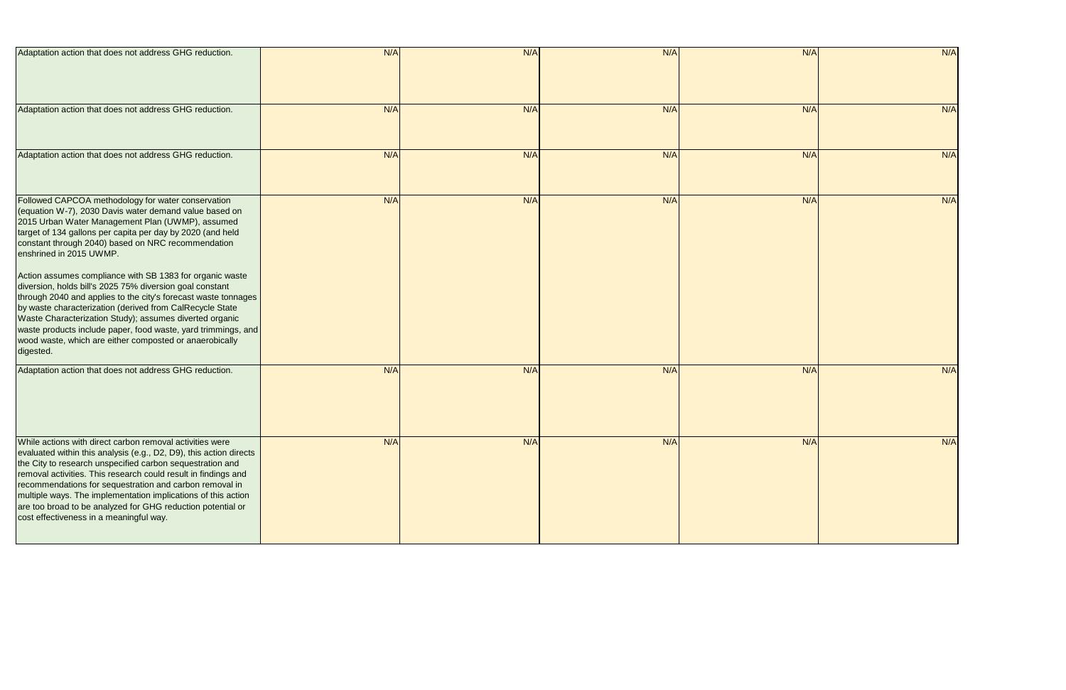| | | | | | |
|---|---|---|---|---|---|
| Adaptation action that does not address GHG reduction. | N/A | N/A | N/A | N/A | N/A |
| Adaptation action that does not address GHG reduction. | N/A | N/A | N/A | N/A | N/A |
| Adaptation action that does not address GHG reduction. | N/A | N/A | N/A | N/A | N/A |
| Followed CAPCOA methodology for water conservation (equation W-7), 2030 Davis water demand value based on 2015 Urban Water Management Plan (UWMP), assumed target of 134 gallons per capita per day by 2020 (and held constant through 2040) based on NRC recommendation enshrined in 2015 UWMP.<br><br>Action assumes compliance with SB 1383 for organic waste diversion, holds bill's 2025 75% diversion goal constant through 2040 and applies to the city's forecast waste tonnages by waste characterization (derived from CalRecycle State Waste Characterization Study); assumes diverted organic waste products include paper, food waste, yard trimmings, and wood waste, which are either composted or anaerobically digested. | N/A | N/A | N/A | N/A | N/A |
| Adaptation action that does not address GHG reduction. | N/A | N/A | N/A | N/A | N/A |
| While actions with direct carbon removal activities were evaluated within this analysis (e.g., D2, D9), this action directs the City to research unspecified carbon sequestration and removal activities. This research could result in findings and recommendations for sequestration and carbon removal in multiple ways. The implementation implications of this action are too broad to be analyzed for GHG reduction potential or cost effectiveness in a meaningful way. | N/A | N/A | N/A | N/A | N/A |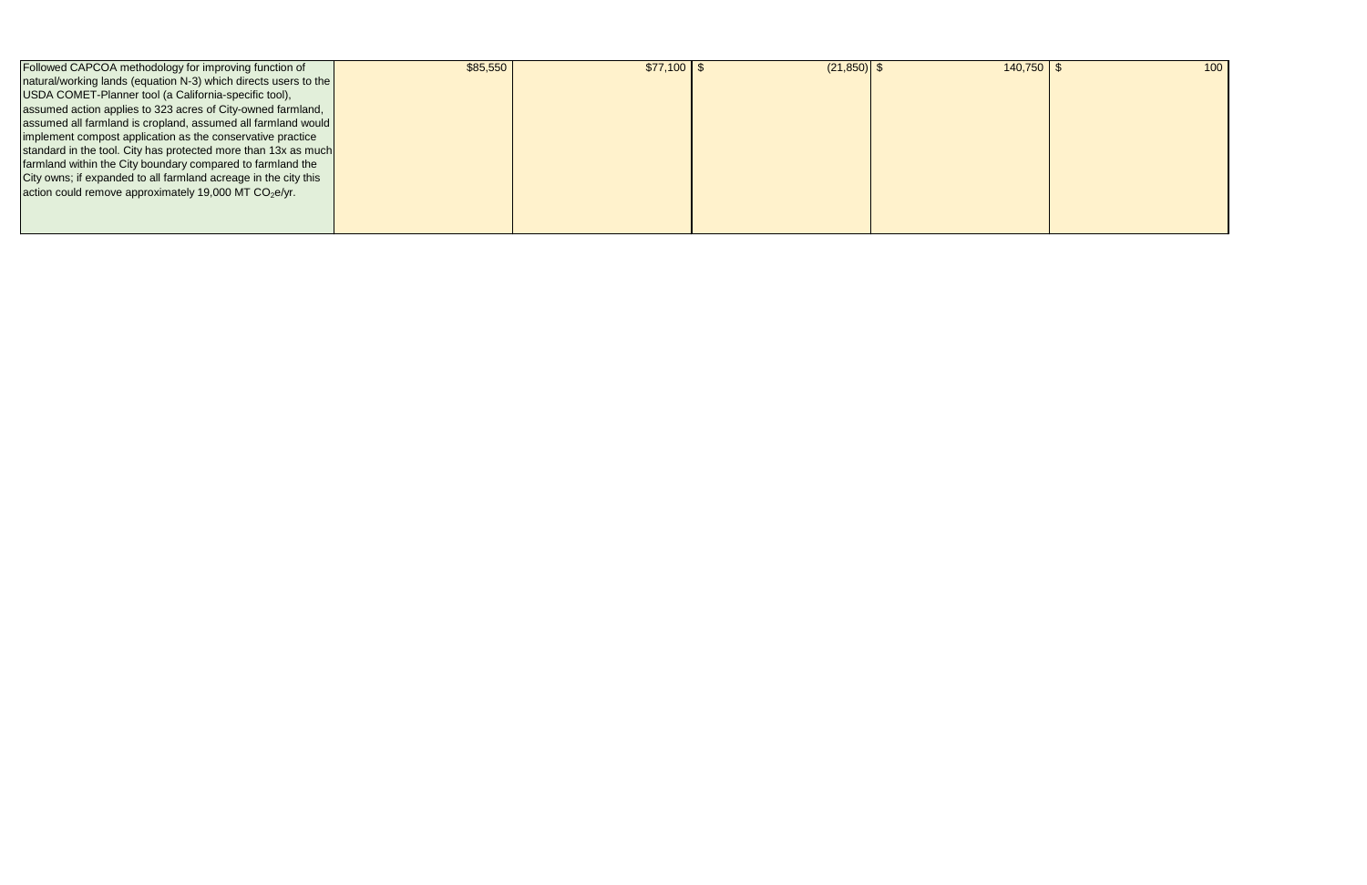| | | | | | |
|---|---|---|---|---|---|
| Followed CAPCOA methodology for improving function of natural/working lands (equation N-3) which directs users to the USDA COMET-Planner tool (a California-specific tool), assumed action applies to 323 acres of City-owned farmland, assumed all farmland is cropland, assumed all farmland would implement compost application as the conservative practice standard in the tool. City has protected more than 13x as much farmland within the City boundary compared to farmland the City owns; if expanded to all farmland acreage in the city this action could remove approximately 19,000 MT $CO_2e$/yr. | $85,550 | $77,100 | $ (21,850) | $ 140,750 | $ 100 |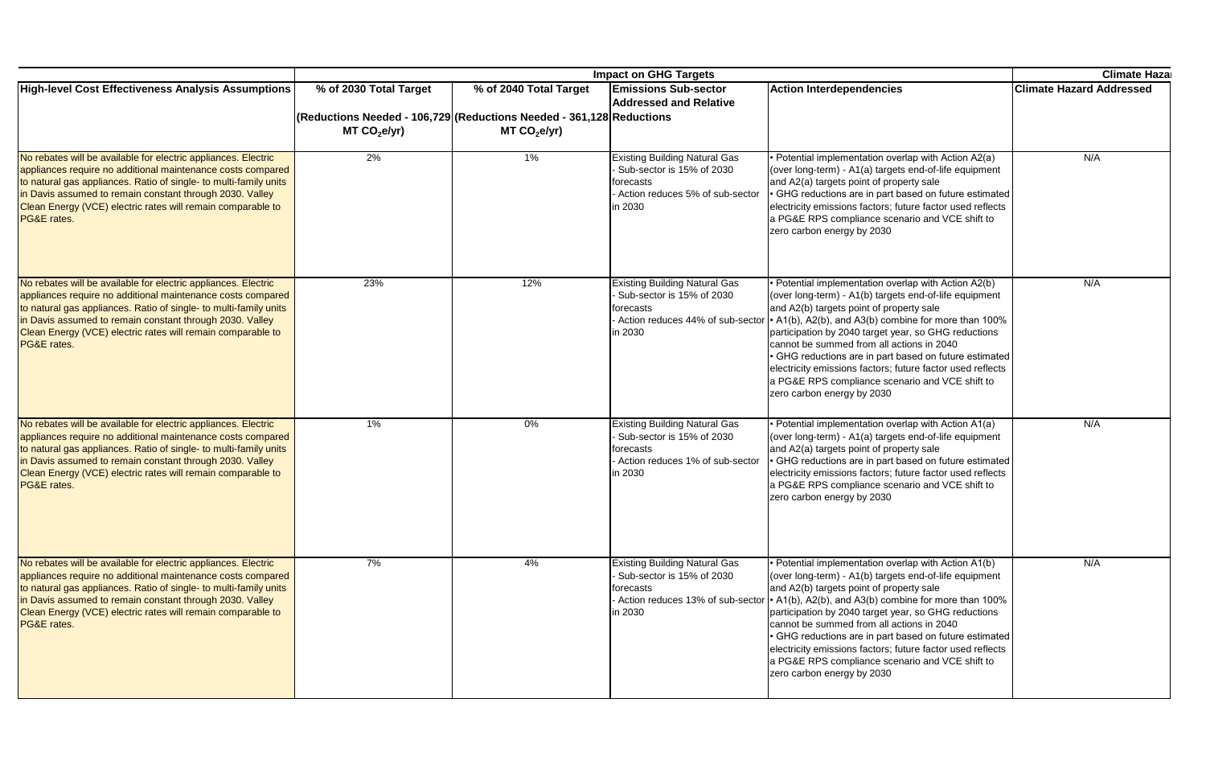| | Impact on GHG Targets | | | | Climate Hazard |
|---|---|---|---|---|---|
| High-level Cost Effectiveness Analysis Assumptions | % of 2030 Total Target (Reductions Needed - 106,729 MT $CO_2$e/yr) | % of 2040 Total Target (Reductions Needed - 361,128 Reductions MT $CO_2$e/yr) | Emissions Sub-sector Addressed and Relative | Action Interdependencies | Climate Hazard Addressed |
| No rebates will be available for electric appliances. Electric appliances require no additional maintenance costs compared to natural gas appliances. Ratio of single- to multi-family units in Davis assumed to remain constant through 2030. Valley Clean Energy (VCE) electric rates will remain comparable to PG&E rates. | 2% | 1% | Existing Building Natural Gas - Sub-sector is 15% of 2030 forecasts - Action reduces 5% of sub-sector in 2030 | • Potential implementation overlap with Action A2(a) (over long-term) - A1(a) targets end-of-life equipment and A2(a) targets point of property sale • GHG reductions are in part based on future estimated electricity emissions factors; future factor used reflects a PG&E RPS compliance scenario and VCE shift to zero carbon energy by 2030 | N/A |
| No rebates will be available for electric appliances. Electric appliances require no additional maintenance costs compared to natural gas appliances. Ratio of single- to multi-family units in Davis assumed to remain constant through 2030. Valley Clean Energy (VCE) electric rates will remain comparable to PG&E rates. | 23% | 12% | Existing Building Natural Gas - Sub-sector is 15% of 2030 forecasts - Action reduces 44% of sub-sector in 2030 | • Potential implementation overlap with Action A2(b) (over long-term) - A1(b) targets end-of-life equipment and A2(b) targets point of property sale • A1(b), A2(b), and A3(b) combine for more than 100% participation by 2040 target year, so GHG reductions cannot be summed from all actions in 2040 • GHG reductions are in part based on future estimated electricity emissions factors; future factor used reflects a PG&E RPS compliance scenario and VCE shift to zero carbon energy by 2030 | N/A |
| No rebates will be available for electric appliances. Electric appliances require no additional maintenance costs compared to natural gas appliances. Ratio of single- to multi-family units in Davis assumed to remain constant through 2030. Valley Clean Energy (VCE) electric rates will remain comparable to PG&E rates. | 1% | 0% | Existing Building Natural Gas - Sub-sector is 15% of 2030 forecasts - Action reduces 1% of sub-sector in 2030 | • Potential implementation overlap with Action A1(a) (over long-term) - A1(a) targets end-of-life equipment and A2(a) targets point of property sale • GHG reductions are in part based on future estimated electricity emissions factors; future factor used reflects a PG&E RPS compliance scenario and VCE shift to zero carbon energy by 2030 | N/A |
| No rebates will be available for electric appliances. Electric appliances require no additional maintenance costs compared to natural gas appliances. Ratio of single- to multi-family units in Davis assumed to remain constant through 2030. Valley Clean Energy (VCE) electric rates will remain comparable to PG&E rates. | 7% | 4% | Existing Building Natural Gas - Sub-sector is 15% of 2030 forecasts - Action reduces 13% of sub-sector in 2030 | • Potential implementation overlap with Action A1(b) (over long-term) - A1(b) targets end-of-life equipment and A2(b) targets point of property sale • A1(b), A2(b), and A3(b) combine for more than 100% participation by 2040 target year, so GHG reductions cannot be summed from all actions in 2040 • GHG reductions are in part based on future estimated electricity emissions factors; future factor used reflects a PG&E RPS compliance scenario and VCE shift to zero carbon energy by 2030 | N/A |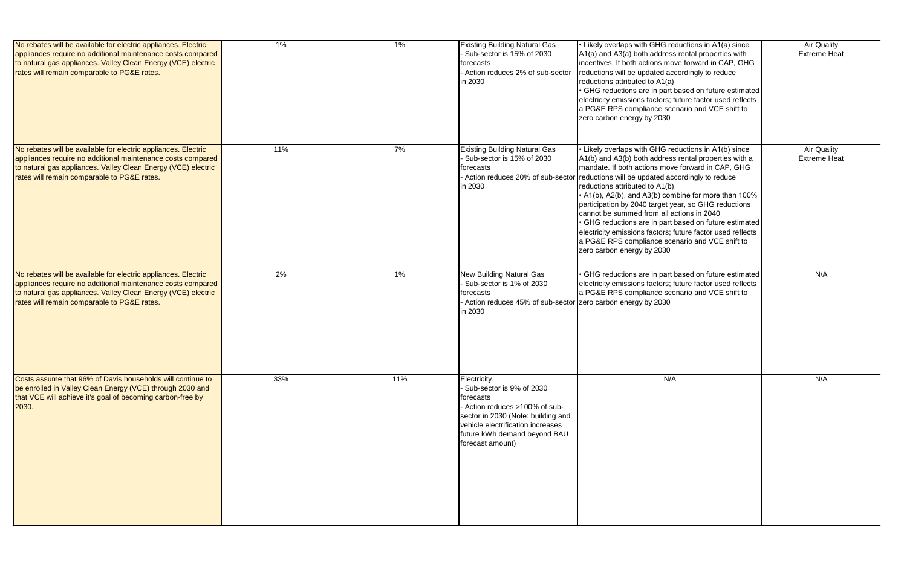| | | | | | |
|---|---|---|---|---|---|
| No rebates will be available for electric appliances. Electric appliances require no additional maintenance costs compared to natural gas appliances. Valley Clean Energy (VCE) electric rates will remain comparable to PG&E rates. | 1% | 1% | Existing Building Natural Gas<br>- Sub-sector is 15% of 2030 forecasts<br>- Action reduces 2% of sub-sector in 2030 | • Likely overlaps with GHG reductions in A1(a) since A1(a) and A3(a) both address rental properties with incentives. If both actions move forward in CAP, GHG reductions will be updated accordingly to reduce reductions attributed to A1(a)<br>• GHG reductions are in part based on future estimated electricity emissions factors; future factor used reflects a PG&E RPS compliance scenario and VCE shift to zero carbon energy by 2030 | Air Quality<br>Extreme Heat |
| No rebates will be available for electric appliances. Electric appliances require no additional maintenance costs compared to natural gas appliances. Valley Clean Energy (VCE) electric rates will remain comparable to PG&E rates. | 11% | 7% | Existing Building Natural Gas<br>- Sub-sector is 15% of 2030 forecasts<br>- Action reduces 20% of sub-sector in 2030 | • Likely overlaps with GHG reductions in A1(b) since A1(b) and A3(b) both address rental properties with a mandate. If both actions move forward in CAP, GHG reductions will be updated accordingly to reduce reductions attributed to A1(b).<br>• A1(b), A2(b), and A3(b) combine for more than 100% participation by 2040 target year, so GHG reductions cannot be summed from all actions in 2040<br>• GHG reductions are in part based on future estimated electricity emissions factors; future factor used reflects a PG&E RPS compliance scenario and VCE shift to zero carbon energy by 2030 | Air Quality<br>Extreme Heat |
| No rebates will be available for electric appliances. Electric appliances require no additional maintenance costs compared to natural gas appliances. Valley Clean Energy (VCE) electric rates will remain comparable to PG&E rates. | 2% | 1% | New Building Natural Gas<br>- Sub-sector is 1% of 2030 forecasts<br>- Action reduces 45% of sub-sector in 2030 | • GHG reductions are in part based on future estimated electricity emissions factors; future factor used reflects a PG&E RPS compliance scenario and VCE shift to zero carbon energy by 2030 | N/A |
| Costs assume that 96% of Davis households will continue to be enrolled in Valley Clean Energy (VCE) through 2030 and that VCE will achieve it's goal of becoming carbon-free by 2030. | 33% | 11% | Electricity<br>- Sub-sector is 9% of 2030 forecasts<br>- Action reduces >100% of sub-sector in 2030 (Note: building and vehicle electrification increases future kWh demand beyond BAU forecast amount) | N/A | N/A |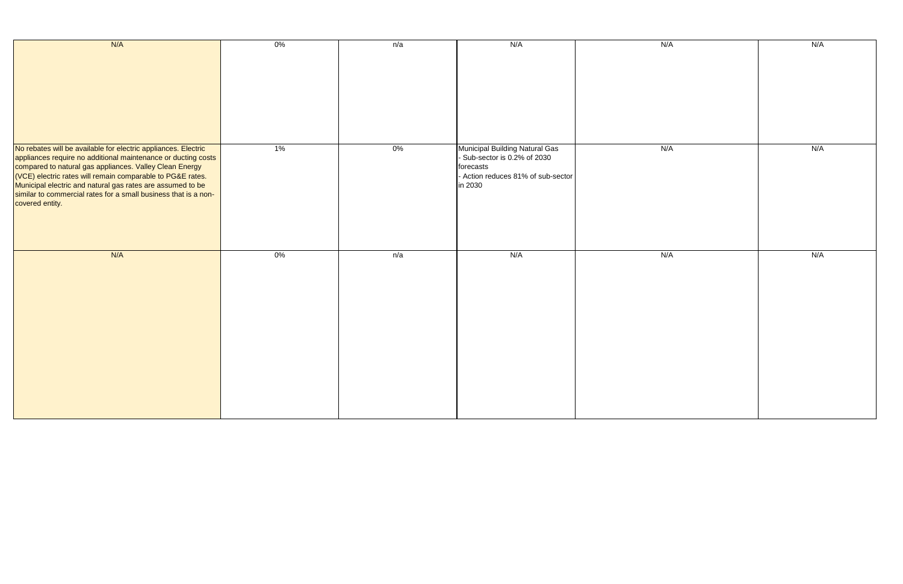| | | | | | |
|---|---|---|---|---|---|
| N/A | 0% | n/a | N/A | N/A | N/A |
| No rebates will be available for electric appliances. Electric appliances require no additional maintenance or ducting costs compared to natural gas appliances. Valley Clean Energy (VCE) electric rates will remain comparable to PG&E rates. Municipal electric and natural gas rates are assumed to be similar to commercial rates for a small business that is a non-covered entity. | 1% | 0% | Municipal Building Natural Gas<br>- Sub-sector is 0.2% of 2030 forecasts<br>- Action reduces 81% of sub-sector in 2030 | N/A | N/A |
| N/A | 0% | n/a | N/A | N/A | N/A |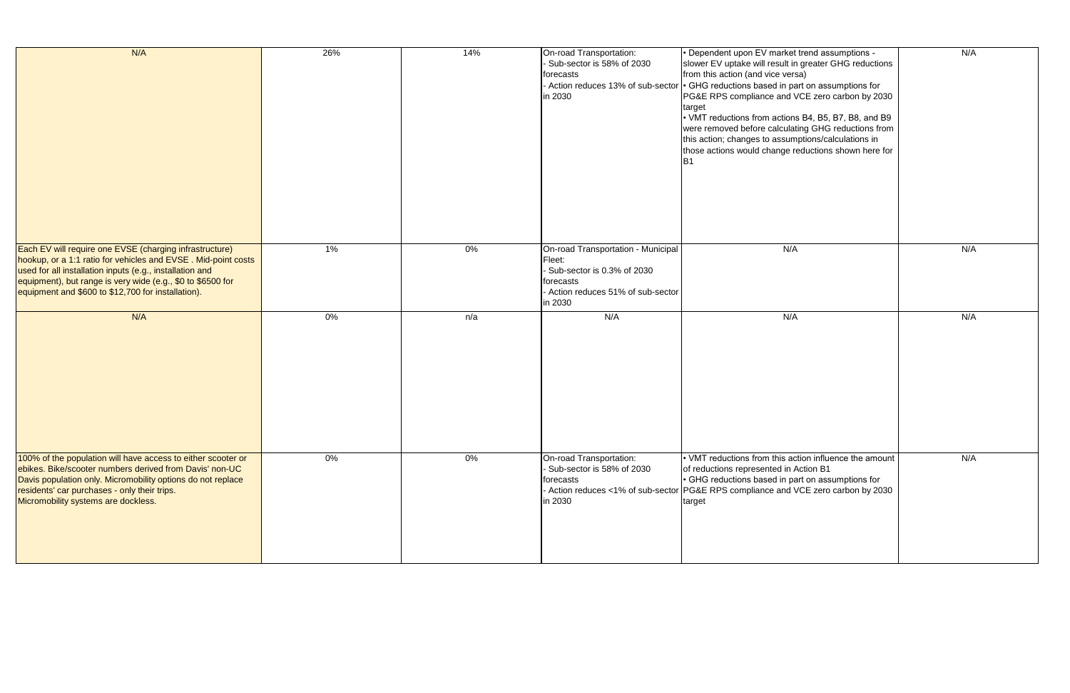| | | | | | |
|---|---|---|---|---|---|
| N/A | 26% | 14% | On-road Transportation:<br>- Sub-sector is 58% of 2030 forecasts<br>- Action reduces 13% of sub-sector in 2030 | • Dependent upon EV market trend assumptions - slower EV uptake will result in greater GHG reductions from this action (and vice versa)<br>• GHG reductions based in part on assumptions for PG&E RPS compliance and VCE zero carbon by 2030 target<br>• VMT reductions from actions B4, B5, B7, B8, and B9 were removed before calculating GHG reductions from this action; changes to assumptions/calculations in those actions would change reductions shown here for B1 | N/A |
| Each EV will require one EVSE (charging infrastructure) hookup, or a 1:1 ratio for vehicles and EVSE . Mid-point costs used for all installation inputs (e.g., installation and equipment), but range is very wide (e.g., $0 to $6500 for equipment and $600 to $12,700 for installation). | 1% | 0% | On-road Transportation - Municipal Fleet:<br>- Sub-sector is 0.3% of 2030 forecasts<br>- Action reduces 51% of sub-sector in 2030 | N/A | N/A |
| N/A | 0% | n/a | N/A | N/A | N/A |
| 100% of the population will have access to either scooter or ebikes. Bike/scooter numbers derived from Davis' non-UC Davis population only. Micromobility options do not replace residents' car purchases - only their trips.<br>Micromobility systems are dockless. | 0% | 0% | On-road Transportation:<br>- Sub-sector is 58% of 2030 forecasts<br>- Action reduces <1% of sub-sector in 2030 | • VMT reductions from this action influence the amount of reductions represented in Action B1<br>• GHG reductions based in part on assumptions for PG&E RPS compliance and VCE zero carbon by 2030 target | N/A |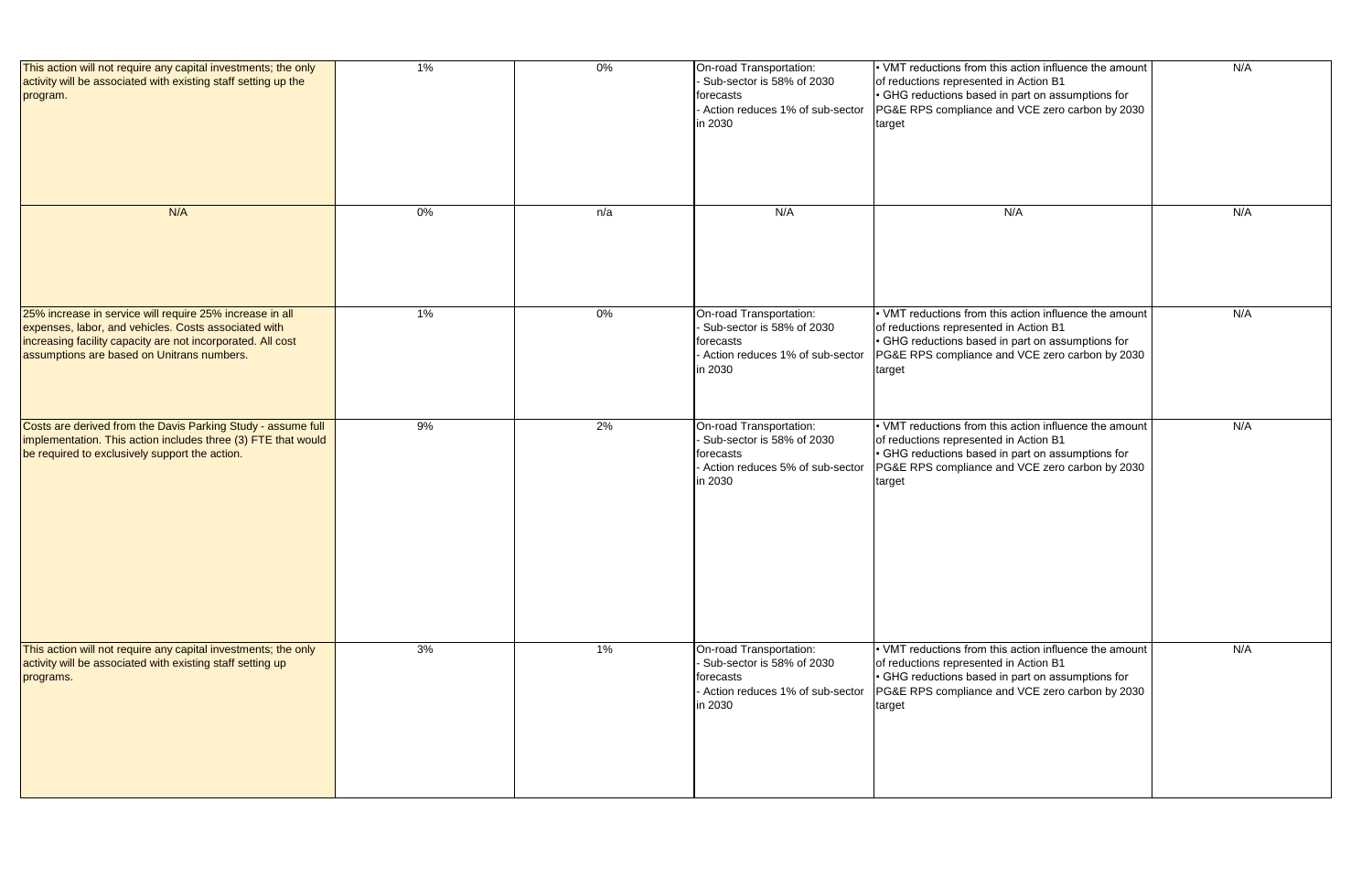| | | | | | |
|---|---|---|---|---|---|
| This action will not require any capital investments; the only activity will be associated with existing staff setting up the program. | 1% | 0% | On-road Transportation:<br>- Sub-sector is 58% of 2030 forecasts<br>- Action reduces 1% of sub-sector in 2030 | • VMT reductions from this action influence the amount of reductions represented in Action B1<br>• GHG reductions based in part on assumptions for PG&E RPS compliance and VCE zero carbon by 2030 target | N/A |
| N/A | 0% | n/a | N/A | N/A | N/A |
| 25% increase in service will require 25% increase in all expenses, labor, and vehicles. Costs associated with increasing facility capacity are not incorporated. All cost assumptions are based on Unitrans numbers. | 1% | 0% | On-road Transportation:<br>- Sub-sector is 58% of 2030 forecasts<br>- Action reduces 1% of sub-sector in 2030 | • VMT reductions from this action influence the amount of reductions represented in Action B1<br>• GHG reductions based in part on assumptions for PG&E RPS compliance and VCE zero carbon by 2030 target | N/A |
| Costs are derived from the Davis Parking Study - assume full implementation. This action includes three (3) FTE that would be required to exclusively support the action. | 9% | 2% | On-road Transportation:<br>- Sub-sector is 58% of 2030 forecasts<br>- Action reduces 5% of sub-sector in 2030 | • VMT reductions from this action influence the amount of reductions represented in Action B1<br>• GHG reductions based in part on assumptions for PG&E RPS compliance and VCE zero carbon by 2030 target | N/A |
| This action will not require any capital investments; the only activity will be associated with existing staff setting up programs. | 3% | 1% | On-road Transportation:<br>- Sub-sector is 58% of 2030 forecasts<br>- Action reduces 1% of sub-sector in 2030 | • VMT reductions from this action influence the amount of reductions represented in Action B1<br>• GHG reductions based in part on assumptions for PG&E RPS compliance and VCE zero carbon by 2030 target | N/A |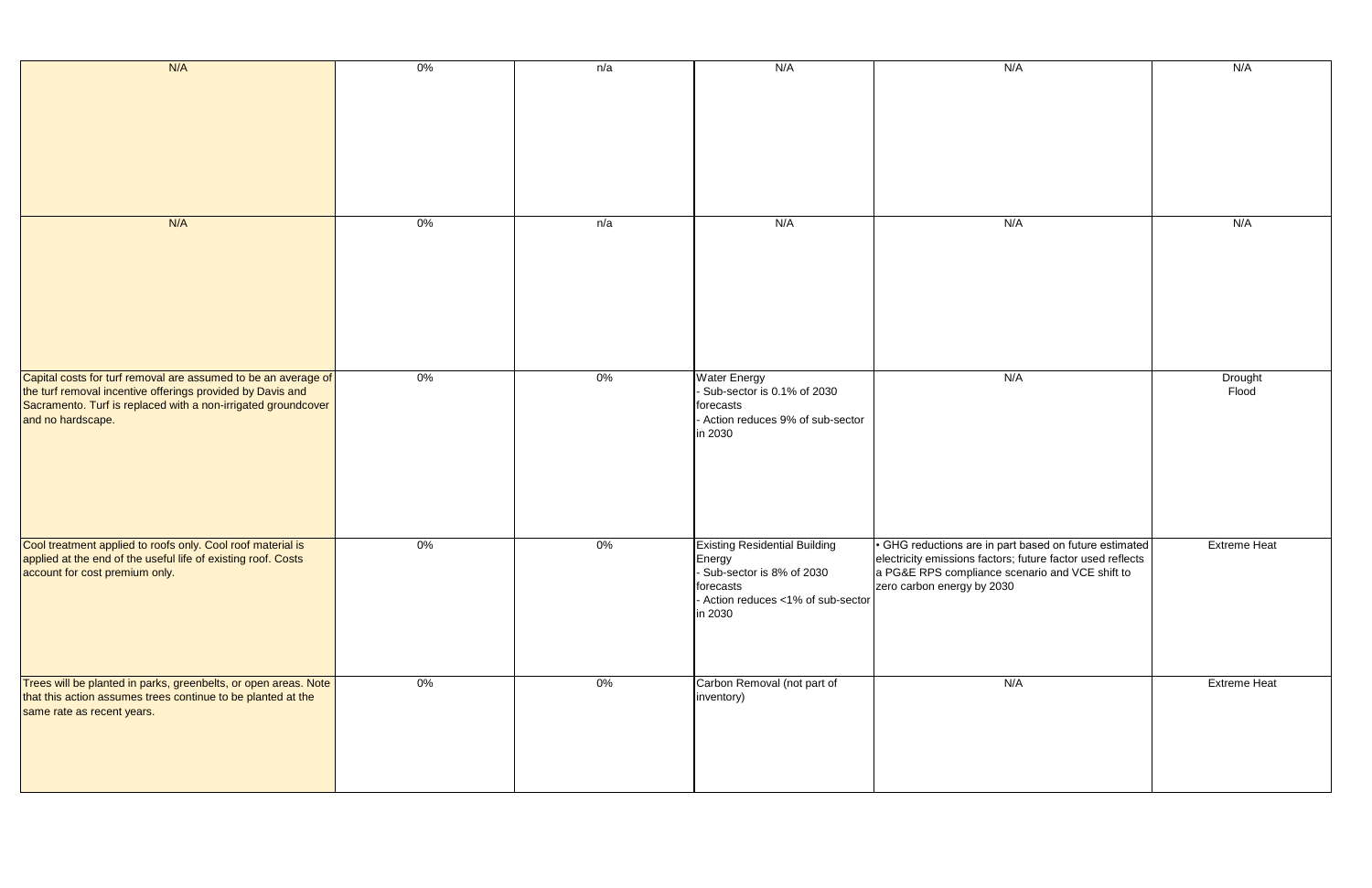| | | | | | |
|---|---|---|---|---|---|
| N/A | 0% | n/a | N/A | N/A | N/A |
| N/A | 0% | n/a | N/A | N/A | N/A |
| Capital costs for turf removal are assumed to be an average of the turf removal incentive offerings provided by Davis and Sacramento. Turf is replaced with a non-irrigated groundcover and no hardscape. | 0% | 0% | Water Energy<br>- Sub-sector is 0.1% of 2030 forecasts<br>- Action reduces 9% of sub-sector in 2030 | N/A | Drought<br>Flood |
| Cool treatment applied to roofs only. Cool roof material is applied at the end of the useful life of existing roof. Costs account for cost premium only. | 0% | 0% | Existing Residential Building Energy<br>- Sub-sector is 8% of 2030 forecasts<br>- Action reduces <1% of sub-sector in 2030 | • GHG reductions are in part based on future estimated electricity emissions factors; future factor used reflects a PG&E RPS compliance scenario and VCE shift to zero carbon energy by 2030 | Extreme Heat |
| Trees will be planted in parks, greenbelts, or open areas. Note that this action assumes trees continue to be planted at the same rate as recent years. | 0% | 0% | Carbon Removal (not part of inventory) | N/A | Extreme Heat |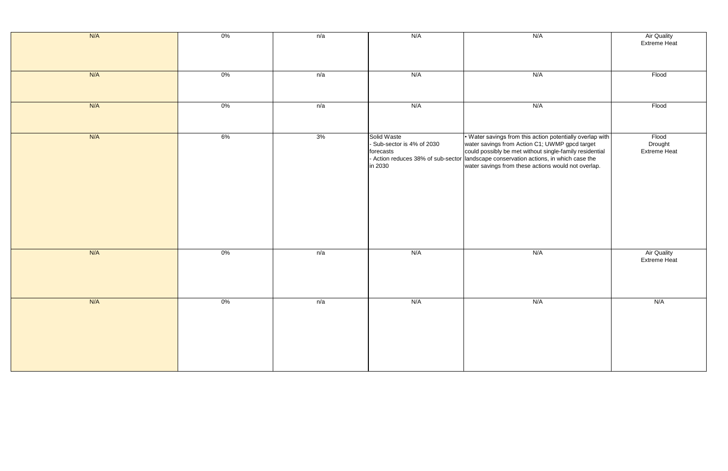| | | | | | |
|---|---|---|---|---|---|
| N/A | 0% | n/a | N/A | N/A | Air Quality<br>Extreme Heat |
| N/A | 0% | n/a | N/A | N/A | Flood |
| N/A | 0% | n/a | N/A | N/A | Flood |
| N/A | 6% | 3% | Solid Waste<br>- Sub-sector is 4% of 2030 forecasts<br>- Action reduces 38% of sub-sector in 2030 | • Water savings from this action potentially overlap with water savings from Action C1; UWMP gpcd target could possibly be met without single-family residential landscape conservation actions, in which case the water savings from these actions would not overlap. | Flood<br>Drought<br>Extreme Heat |
| N/A | 0% | n/a | N/A | N/A | Air Quality<br>Extreme Heat |
| N/A | 0% | n/a | N/A | N/A | N/A |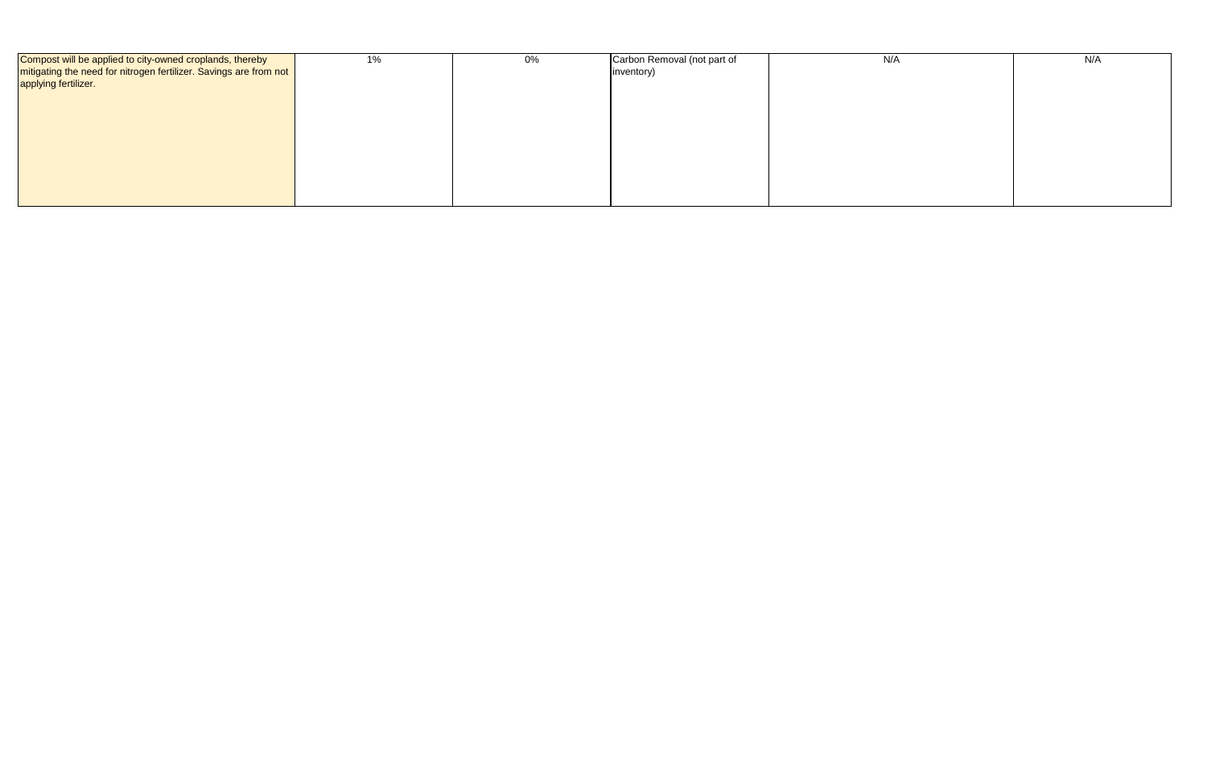| | | | | | |
|---|---|---|---|---|---|
| Compost will be applied to city-owned croplands, thereby mitigating the need for nitrogen fertilizer. Savings are from not applying fertilizer. | 1% | 0% | Carbon Removal (not part of inventory) | N/A | N/A |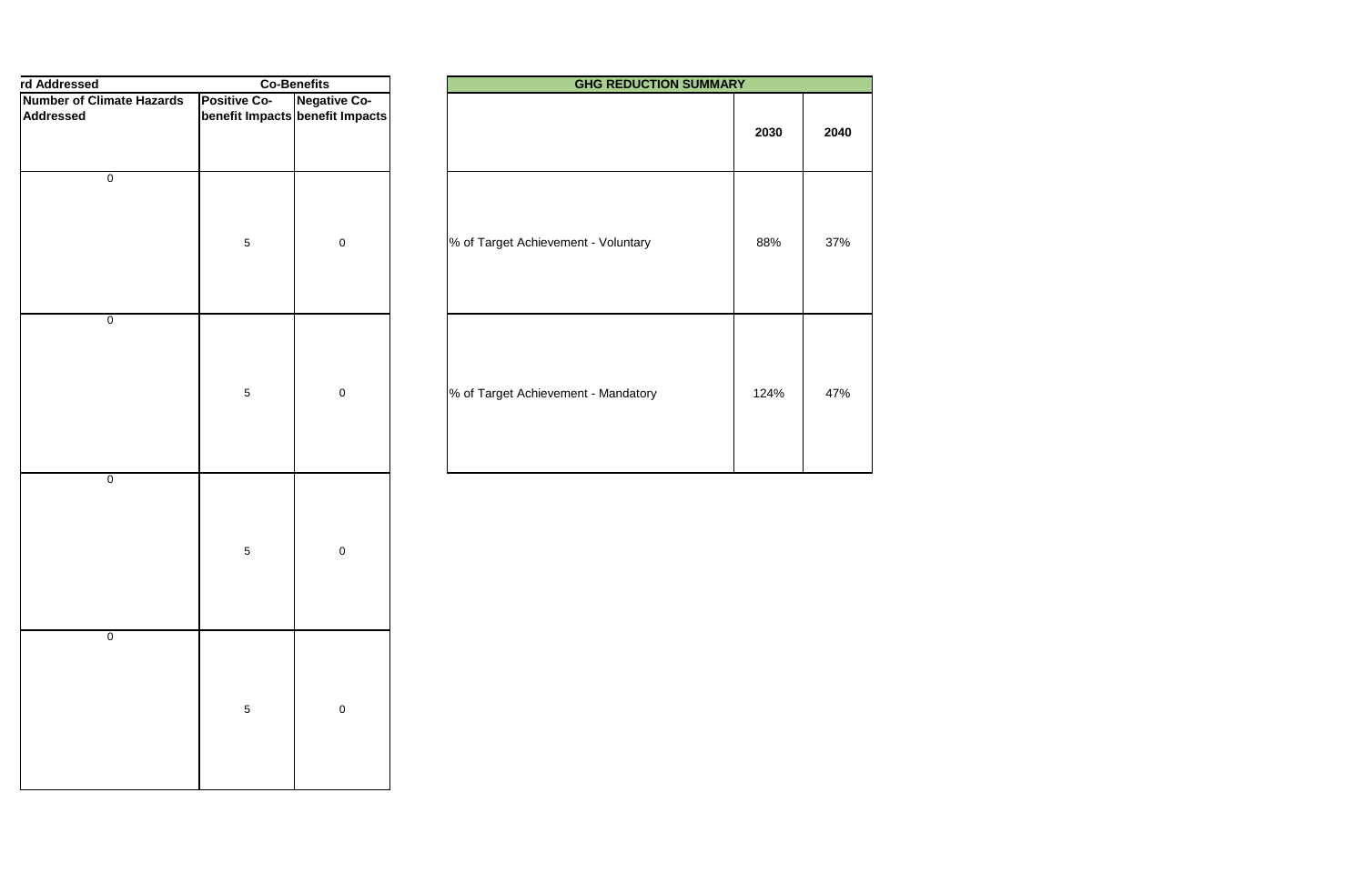| rd Addressed | Co-Benefits | |
|---|---|---|
| Number of Climate Hazards Addressed | Positive Co-benefit Impacts | Negative Co-benefit Impacts |
| 0 | 5 | 0 |
| 0 | 5 | 0 |
| 0 | 5 | 0 |
| 0 | 5 | 0 |

| GHG REDUCTION SUMMARY | | |
|---|---|---|
| | 2030 | 2040 |
| % of Target Achievement - Voluntary | 88% | 37% |
| % of Target Achievement - Mandatory | 124% | 47% |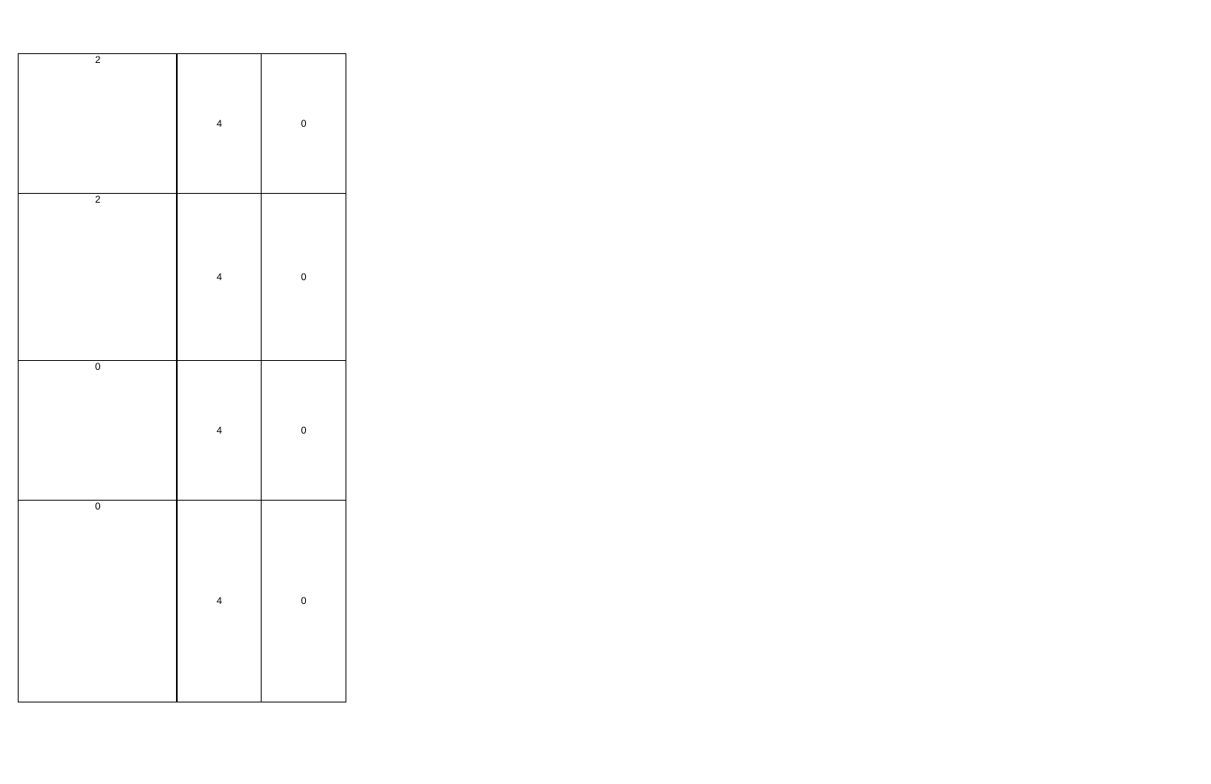| | | |
|---|---|---|
| 2 | 4 | 0 |
| 2 | 4 | 0 |
| 0 | 4 | 0 |
| 0 | 4 | 0 |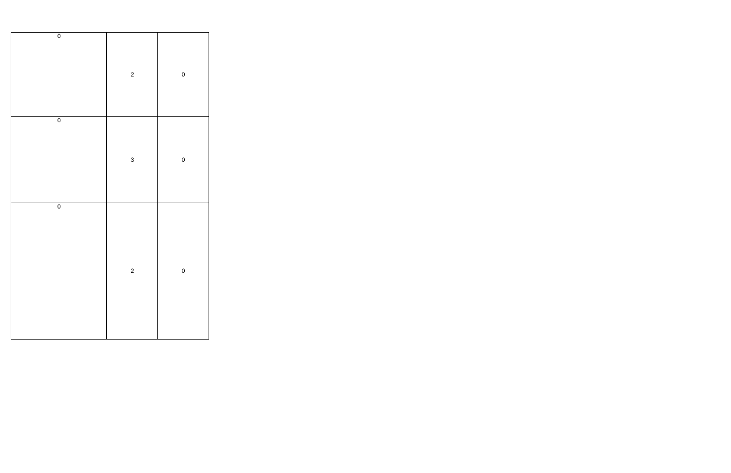| | | |
|---|---|---|
| 0 | 2 | 0 |
| 0 | 3 | 0 |
| 0 | 2 | 0 |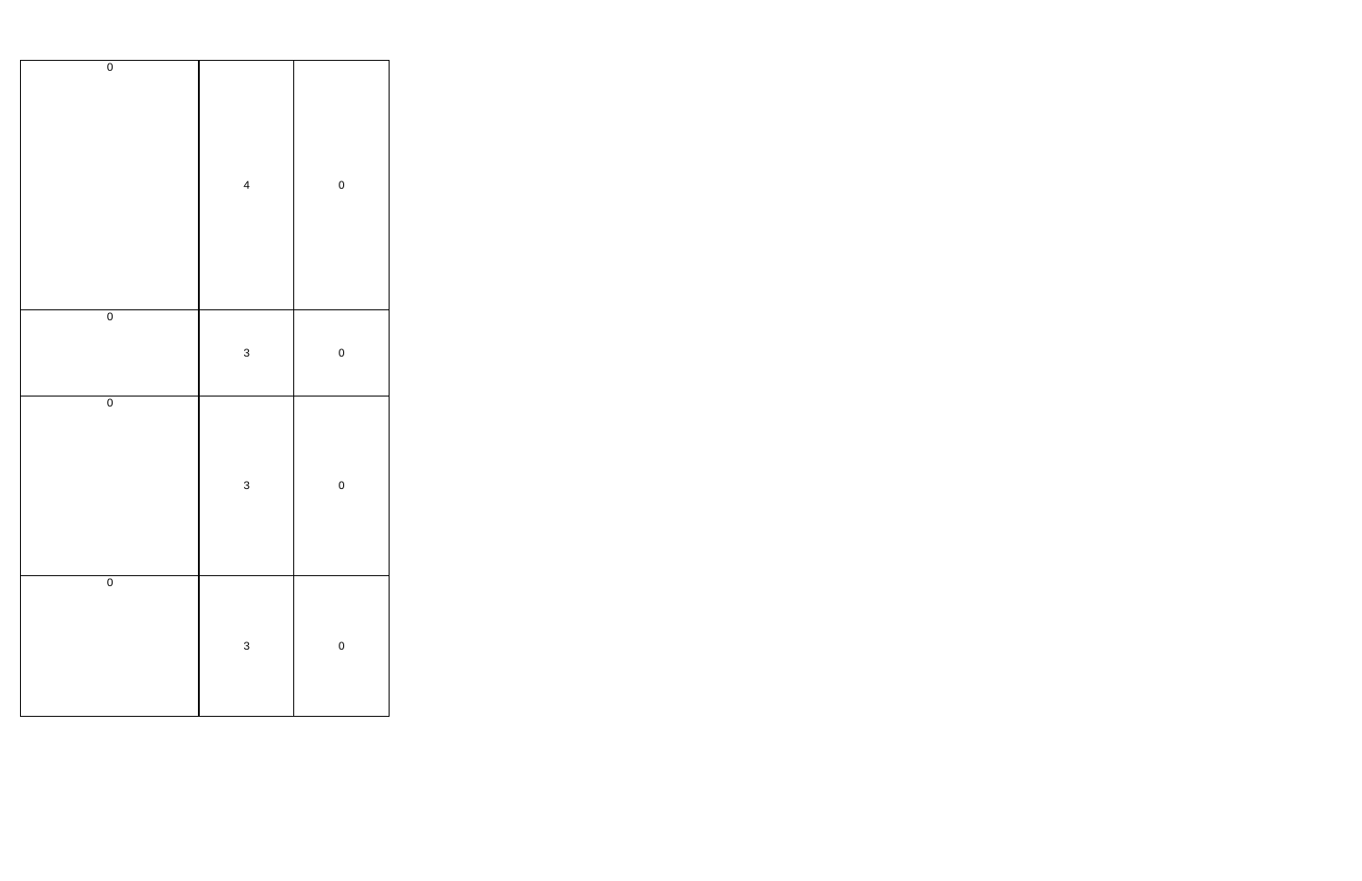| | | |
|---|---|---|
| 0 | 4 | 0 |
| 0 | 3 | 0 |
| 0 | 3 | 0 |
| 0 | 3 | 0 |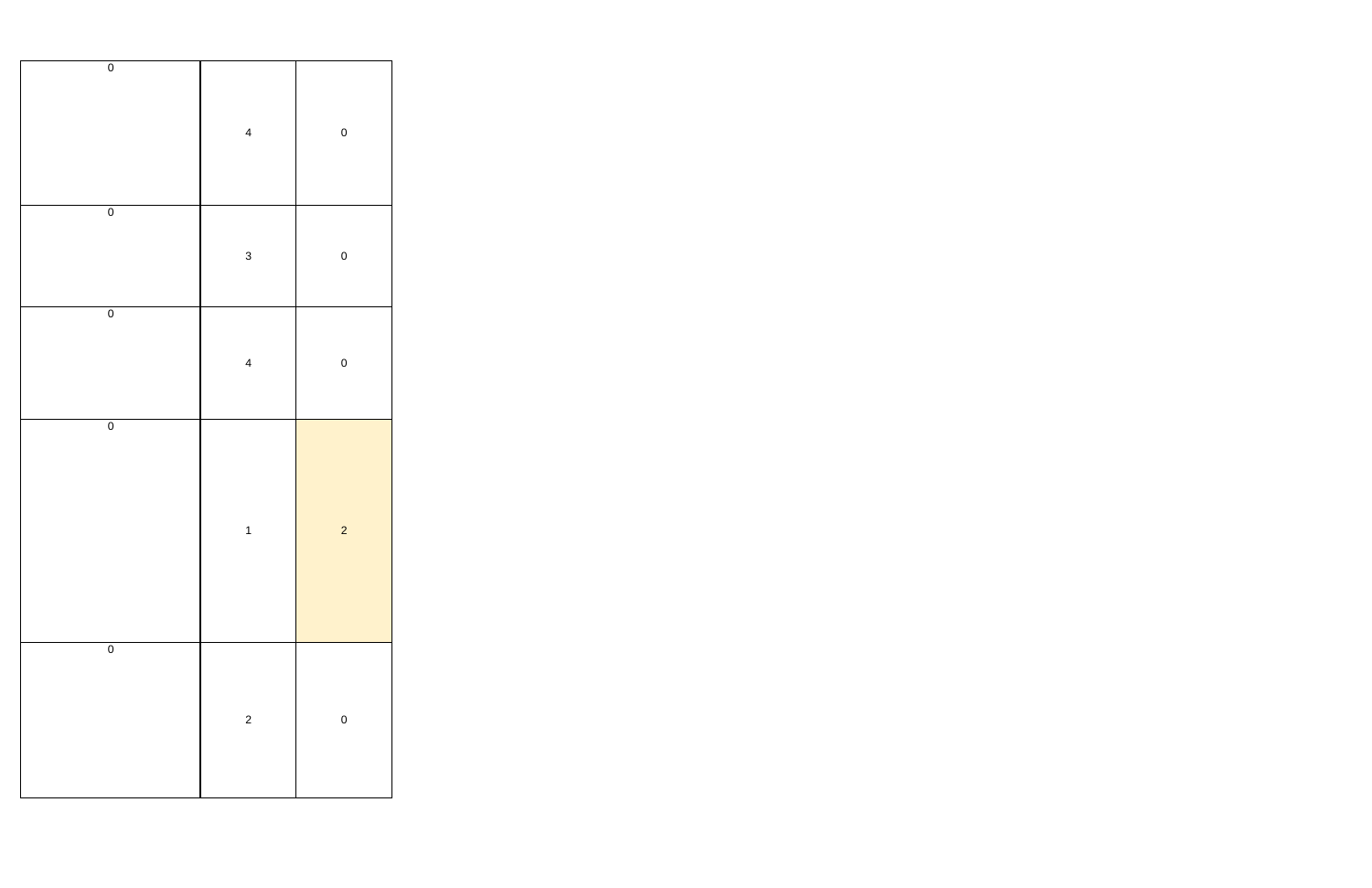| 0 | 4 | 0 |
|---|---|---|
| 0 | 3 | 0 |
| 0 | 4 | 0 |
| 0 | 1 | 2 |
| 0 | 2 | 0 |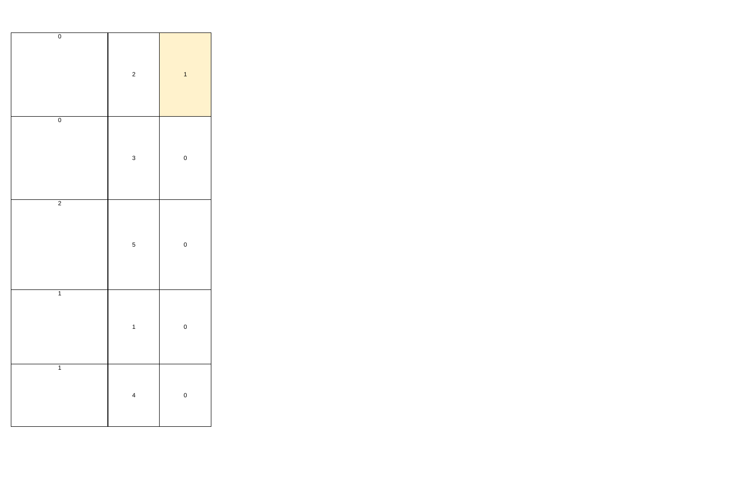| | | |
|---|---|---|
| 0 | 2 | 1 |
| 0 | 3 | 0 |
| 2 | 5 | 0 |
| 1 | 1 | 0 |
| 1 | 4 | 0 |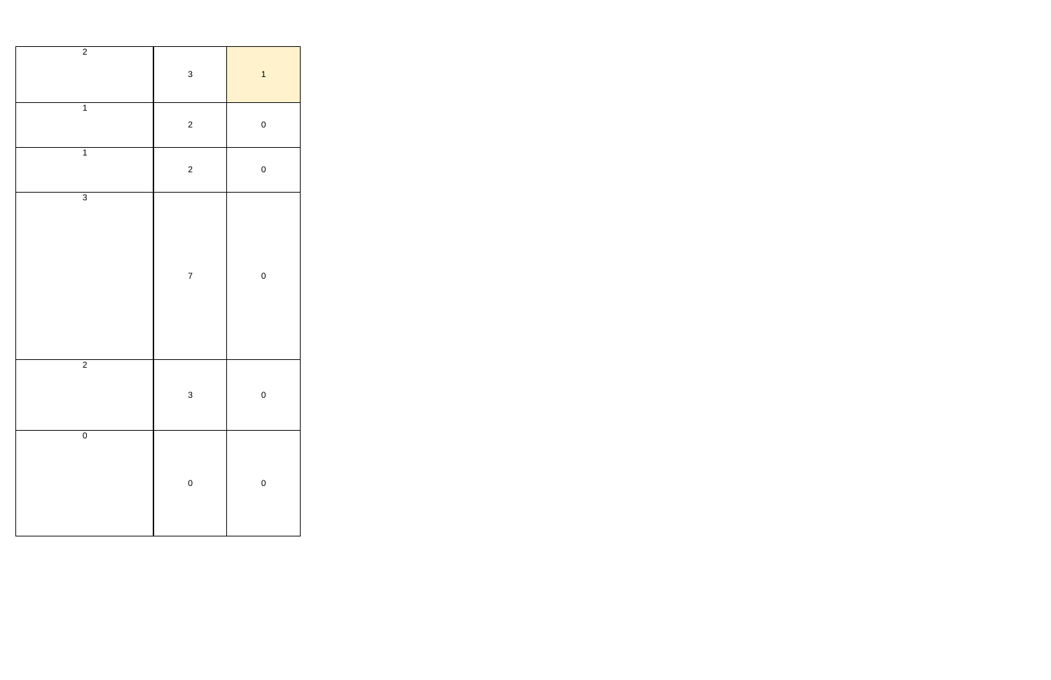| | | |
|---|---|---|
| 2 | 3 | 1 |
| 1 | 2 | 0 |
| 1 | 2 | 0 |
| 3 | 7 | 0 |
| 2 | 3 | 0 |
| 0 | 0 | 0 |